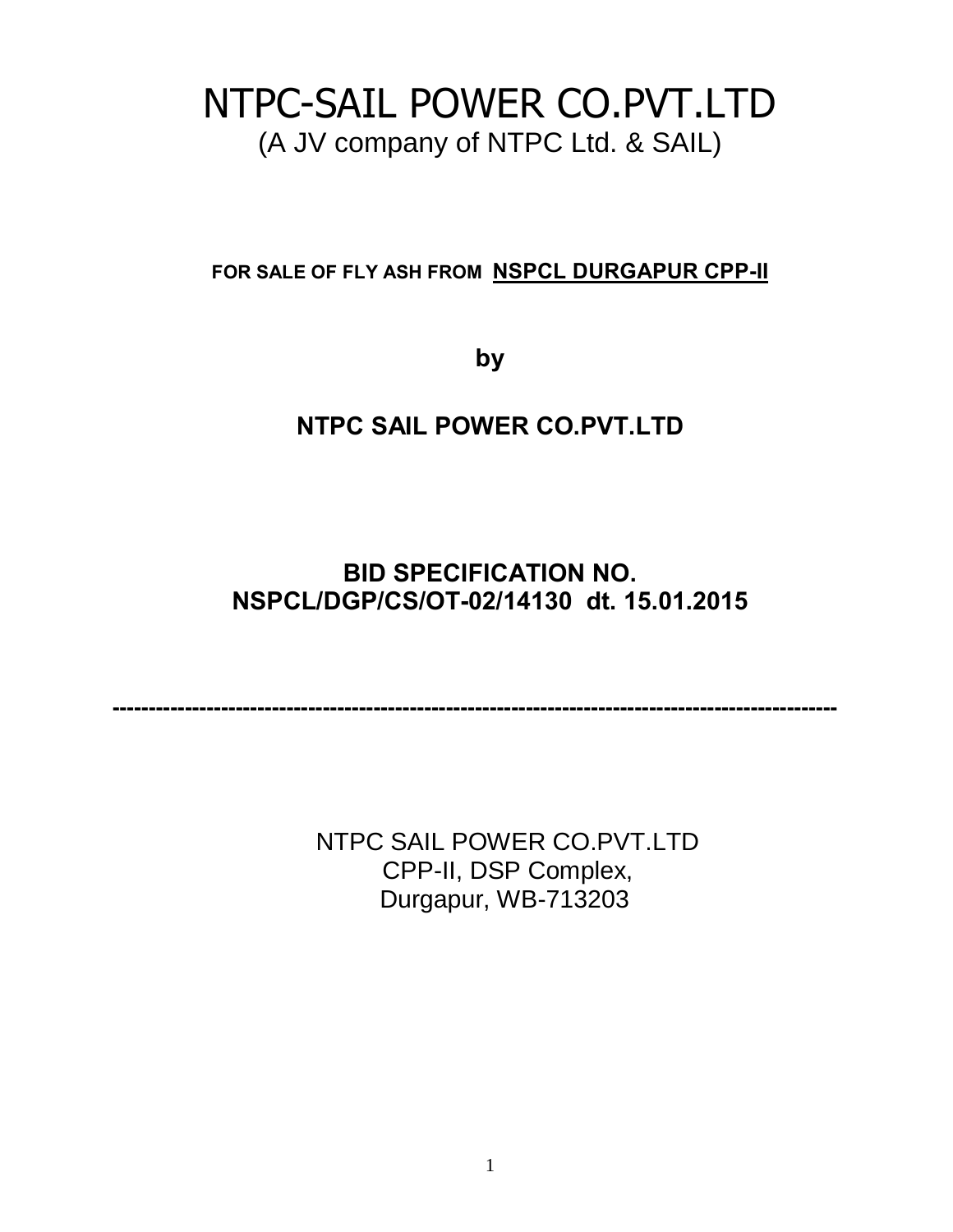# NTPC-SAIL POWER CO.PVT.LTD

(A JV company of NTPC Ltd. & SAIL)

**FOR SALE OF FLY ASH FROM NSPCL DURGAPUR CPP-II**

**by**

## NTPC SAIL POWER CO.PVT.LTD

## BID SPECIFICATION NO. NSPCL/DGP/CS/OT-02/14130 dt. 15.01.2015

---

NTPC SAIL POWER CO.PVT.LTD
CPP-II, DSP Complex,
Durgapur, WB-713203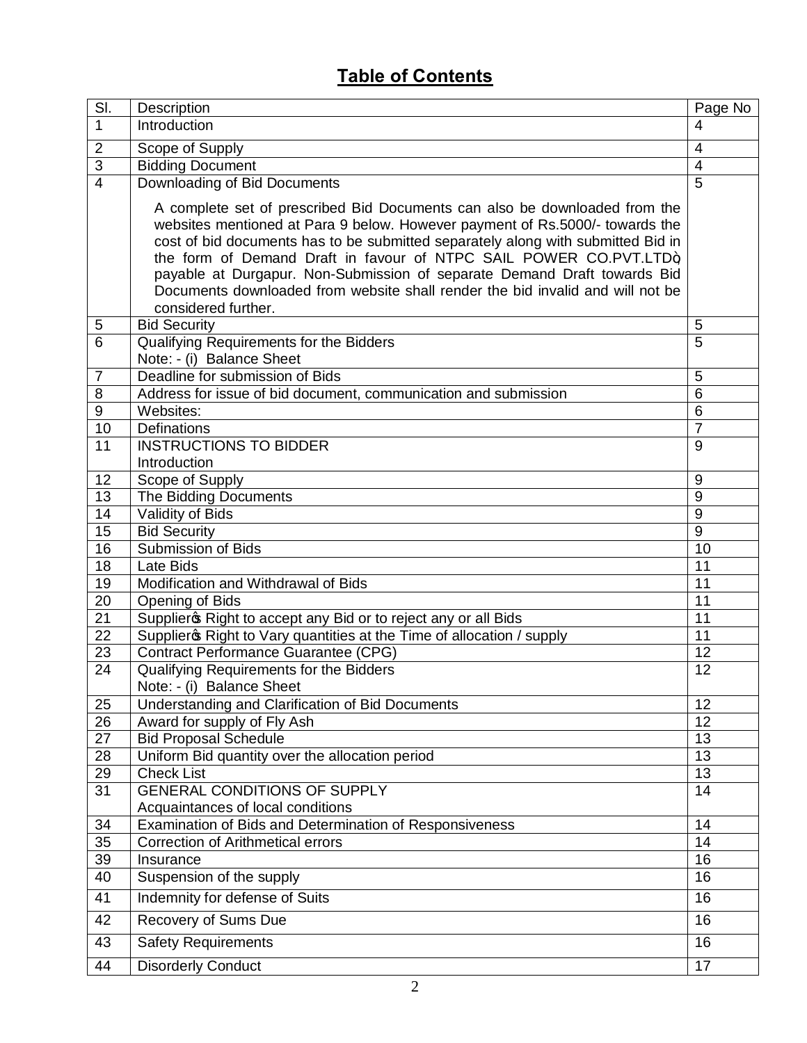# Table of Contents

| Sl. | Description | Page No |
|---|---|---|
| 1 | Introduction | 4 |
| 2 | Scope of Supply | 4 |
| 3 | Bidding Document | 4 |
| 4 | Downloading of Bid Documents<br><br>A complete set of prescribed Bid Documents can also be downloaded from the websites mentioned at Para 9 below. However payment of Rs.5000/- towards the cost of bid documents has to be submitted separately along with submitted Bid in the form of Demand Draft in favour of NTPC SAIL POWER CO.PVT.LTDö payable at Durgapur. Non-Submission of separate Demand Draft towards Bid Documents downloaded from website shall render the bid invalid and will not be considered further. | 5 |
| 5 | Bid Security | 5 |
| 6 | Qualifying Requirements for the Bidders<br>Note: - (i) Balance Sheet | 5 |
| 7 | Deadline for submission of Bids | 5 |
| 8 | Address for issue of bid document, communication and submission | 6 |
| 9 | Websites: | 6 |
| 10 | Definations | 7 |
| 11 | INSTRUCTIONS TO BIDDER<br>Introduction | 9 |
| 12 | Scope of Supply | 9 |
| 13 | The Bidding Documents | 9 |
| 14 | Validity of Bids | 9 |
| 15 | Bid Security | 9 |
| 16 | Submission of Bids | 10 |
| 18 | Late Bids | 11 |
| 19 | Modification and Withdrawal of Bids | 11 |
| 20 | Opening of Bids | 11 |
| 21 | Supplierøs Right to accept any Bid or to reject any or all Bids | 11 |
| 22 | Supplierøs Right to Vary quantities at the Time of allocation / supply | 11 |
| 23 | Contract Performance Guarantee (CPG) | 12 |
| 24 | Qualifying Requirements for the Bidders<br>Note: - (i) Balance Sheet | 12 |
| 25 | Understanding and Clarification of Bid Documents | 12 |
| 26 | Award for supply of Fly Ash | 12 |
| 27 | Bid Proposal Schedule | 13 |
| 28 | Uniform Bid quantity over the allocation period | 13 |
| 29 | Check List | 13 |
| 31 | GENERAL CONDITIONS OF SUPPLY<br>Acquaintances of local conditions | 14 |
| 34 | Examination of Bids and Determination of Responsiveness | 14 |
| 35 | Correction of Arithmetical errors | 14 |
| 39 | Insurance | 16 |
| 40 | Suspension of the supply | 16 |
| 41 | Indemnity for defense of Suits | 16 |
| 42 | Recovery of Sums Due | 16 |
| 43 | Safety Requirements | 16 |
| 44 | Disorderly Conduct | 17 |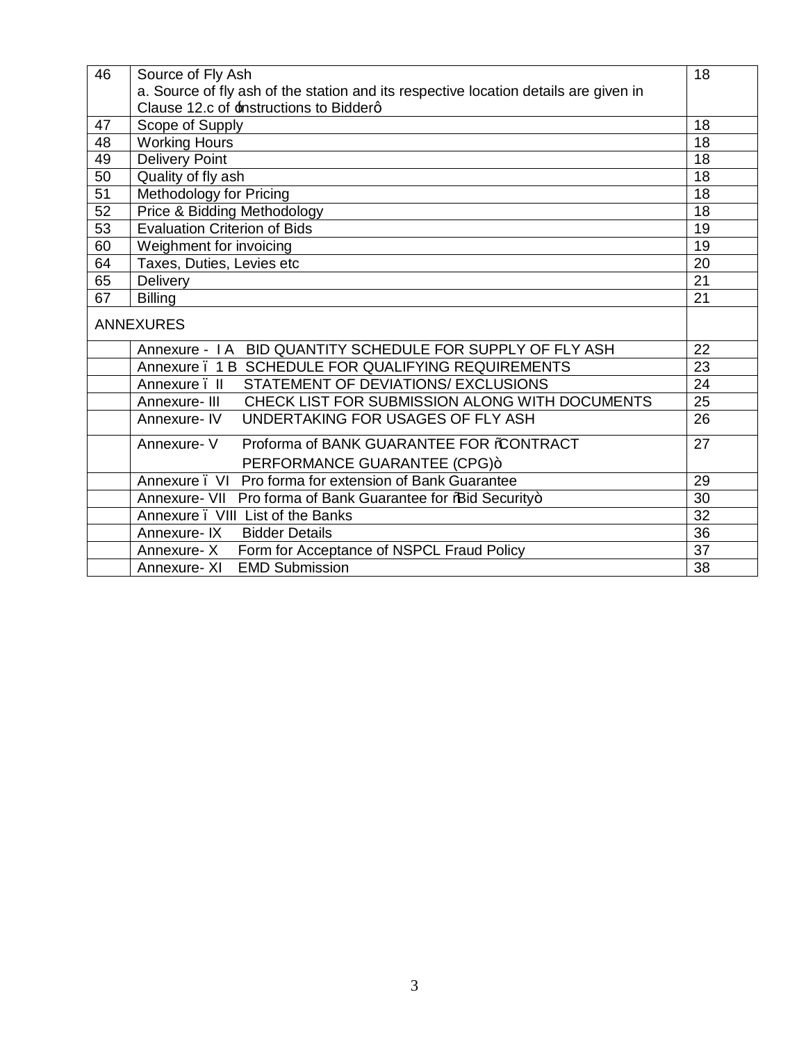| 46 | Source of Fly Ash<br>a. Source of fly ash of the station and its respective location details are given in Clause 12.c of 'Instructions to Bidder' | 18 |
|---|---|---|
| 47 | Scope of Supply | 18 |
| 48 | Working Hours | 18 |
| 49 | Delivery Point | 18 |
| 50 | Quality of fly ash | 18 |
| 51 | Methodology for Pricing | 18 |
| 52 | Price & Bidding Methodology | 18 |
| 53 | Evaluation Criterion of Bids | 19 |
| 60 | Weighment for invoicing | 19 |
| 64 | Taxes, Duties, Levies etc | 20 |
| 65 | Delivery | 21 |
| 67 | Billing | 21 |
| ANNEXURES | | |
| | Annexure - I A BID QUANTITY SCHEDULE FOR SUPPLY OF FLY ASH | 22 |
| | Annexure – 1 B SCHEDULE FOR QUALIFYING REQUIREMENTS | 23 |
| | Annexure – II STATEMENT OF DEVIATIONS/ EXCLUSIONS | 24 |
| | Annexure- III CHECK LIST FOR SUBMISSION ALONG WITH DOCUMENTS | 25 |
| | Annexure- IV UNDERTAKING FOR USAGES OF FLY ASH | 26 |
| | Annexure- V Proforma of BANK GUARANTEE FOR "CONTRACT PERFORMANCE GUARANTEE (CPG)" | 27 |
| | Annexure – VI Pro forma for extension of Bank Guarantee | 29 |
| | Annexure- VII Pro forma of Bank Guarantee for "Bid Security" | 30 |
| | Annexure – VIII List of the Banks | 32 |
| | Annexure- IX Bidder Details | 36 |
| | Annexure- X Form for Acceptance of NSPCL Fraud Policy | 37 |
| | Annexure- XI EMD Submission | 38 |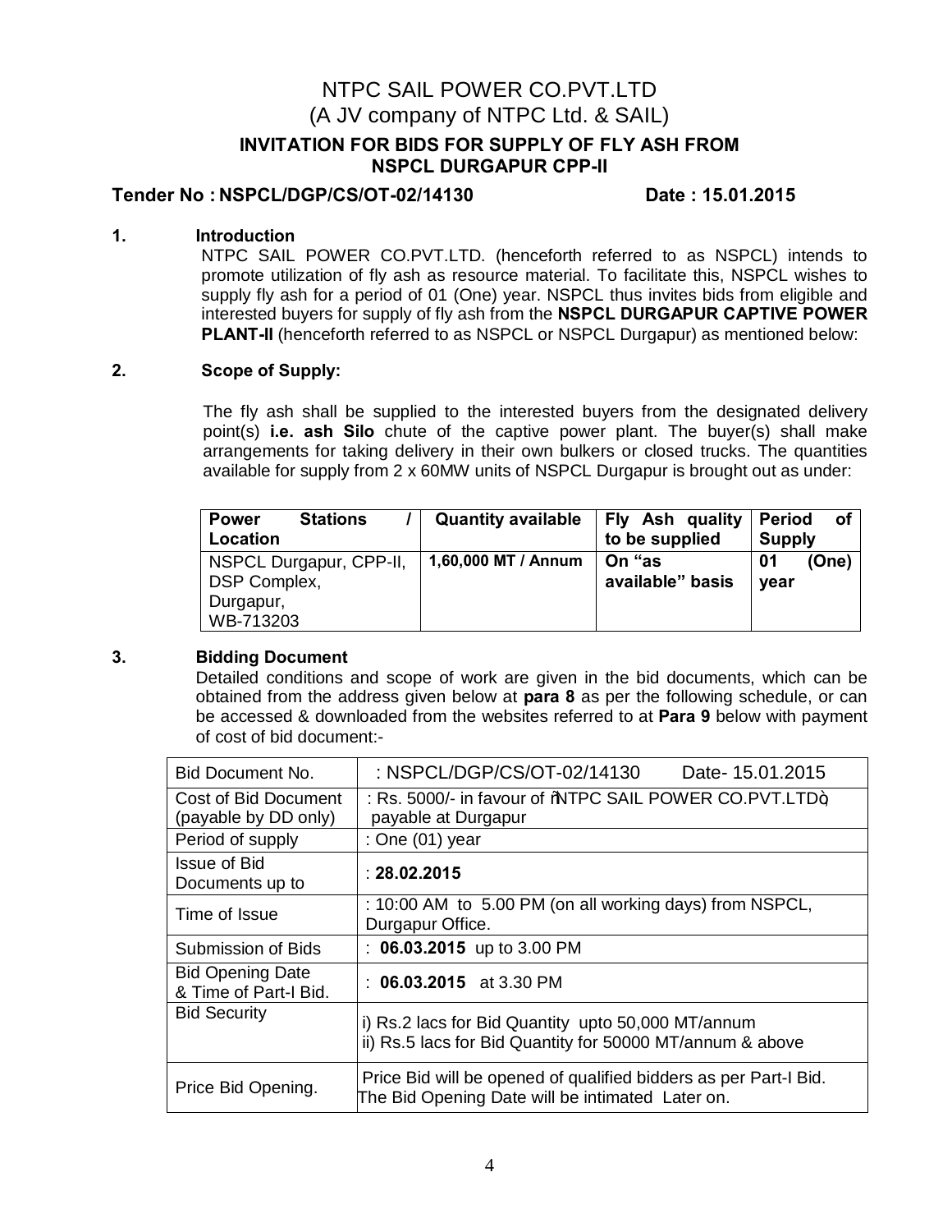# NTPC SAIL POWER CO.PVT.LTD
## (A JV company of NTPC Ltd. & SAIL)
### INVITATION FOR BIDS FOR SUPPLY OF FLY ASH FROM NSPCL DURGAPUR CPP-II

**Tender No : NSPCL/DGP/CS/OT-02/14130 Date : 15.01.2015**

**1. Introduction**

NTPC SAIL POWER CO.PVT.LTD. (henceforth referred to as NSPCL) intends to promote utilization of fly ash as resource material. To facilitate this, NSPCL wishes to supply fly ash for a period of 01 (One) year. NSPCL thus invites bids from eligible and interested buyers for supply of fly ash from the **NSPCL DURGAPUR CAPTIVE POWER PLANT-II** (henceforth referred to as NSPCL or NSPCL Durgapur) as mentioned below:

**2. Scope of Supply:**

The fly ash shall be supplied to the interested buyers from the designated delivery point(s) **i.e. ash Silo** chute of the captive power plant. The buyer(s) shall make arrangements for taking delivery in their own bulkers or closed trucks. The quantities available for supply from 2 x 60MW units of NSPCL Durgapur is brought out as under:

| Power Stations / Location | Quantity available | Fly Ash quality to be supplied | Period of Supply |
|---|---|---|---|
| NSPCL Durgapur, CPP-II, DSP Complex, Durgapur, WB-713203 | 1,60,000 MT / Annum | On "as available" basis | 01 (One) year |

**3. Bidding Document**

Detailed conditions and scope of work are given in the bid documents, which can be obtained from the address given below at **para 8** as per the following schedule, or can be accessed & downloaded from the websites referred to at **Para 9** below with payment of cost of bid document:-

| | |
|---|---|
| Bid Document No. | : NSPCL/DGP/CS/OT-02/14130 Date- 15.01.2015 |
| Cost of Bid Document (payable by DD only) | : Rs. 5000/- in favour of "NTPC SAIL POWER CO.PVT.LTD", payable at Durgapur |
| Period of supply | : One (01) year |
| Issue of Bid Documents up to | : **28.02.2015** |
| Time of Issue | : 10:00 AM to 5.00 PM (on all working days) from NSPCL, Durgapur Office. |
| Submission of Bids | : **06.03.2015** up to 3.00 PM |
| Bid Opening Date & Time of Part-I Bid. | : **06.03.2015** at 3.30 PM |
| Bid Security | i) Rs.2 lacs for Bid Quantity upto 50,000 MT/annum<br>ii) Rs.5 lacs for Bid Quantity for 50000 MT/annum & above |
| Price Bid Opening. | Price Bid will be opened of qualified bidders as per Part-I Bid. The Bid Opening Date will be intimated Later on. |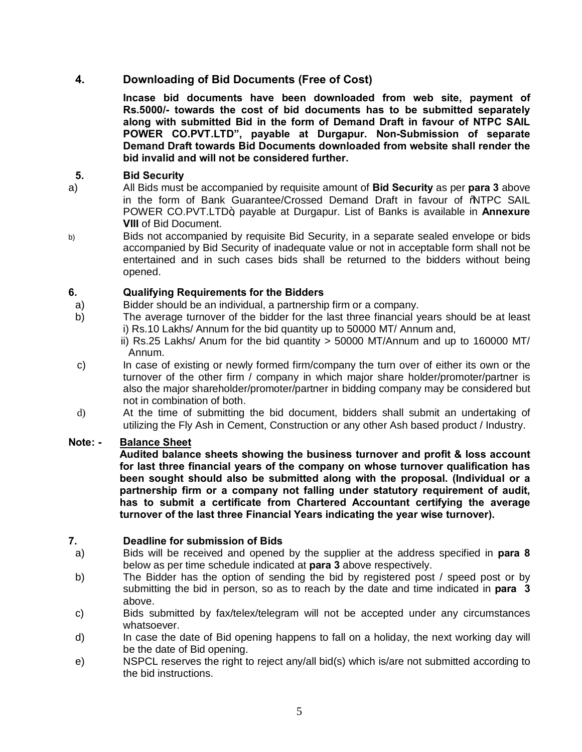## 4. Downloading of Bid Documents (Free of Cost)

**Incase bid documents have been downloaded from web site, payment of Rs.5000/- towards the cost of bid documents has to be submitted separately along with submitted Bid in the form of Demand Draft in favour of NTPC SAIL POWER CO.PVT.LTD", payable at Durgapur. Non-Submission of separate Demand Draft towards Bid Documents downloaded from website shall render the bid invalid and will not be considered further.**

## 5. Bid Security

a) All Bids must be accompanied by requisite amount of **Bid Security** as per **para 3** above in the form of Bank Guarantee/Crossed Demand Draft in favour of "NTPC SAIL POWER CO.PVT.LTD", payable at Durgapur. List of Banks is available in **Annexure VIII** of Bid Document.

b) Bids not accompanied by requisite Bid Security, in a separate sealed envelope or bids accompanied by Bid Security of inadequate value or not in acceptable form shall not be entertained and in such cases bids shall be returned to the bidders without being opened.

## 6. Qualifying Requirements for the Bidders

a) Bidder should be an individual, a partnership firm or a company.

b) The average turnover of the bidder for the last three financial years should be at least
   i) Rs.10 Lakhs/ Annum for the bid quantity up to 50000 MT/ Annum and,
   ii) Rs.25 Lakhs/ Anum for the bid quantity > 50000 MT/Annum and up to 160000 MT/ Annum.

c) In case of existing or newly formed firm/company the turn over of either its own or the turnover of the other firm / company in which major share holder/promoter/partner is also the major shareholder/promoter/partner in bidding company may be considered but not in combination of both.

d) At the time of submitting the bid document, bidders shall submit an undertaking of utilizing the Fly Ash in Cement, Construction or any other Ash based product / Industry.

**Note: - <u>Balance Sheet</u>**

**Audited balance sheets showing the business turnover and profit & loss account for last three financial years of the company on whose turnover qualification has been sought should also be submitted along with the proposal. (Individual or a partnership firm or a company not falling under statutory requirement of audit, has to submit a certificate from Chartered Accountant certifying the average turnover of the last three Financial Years indicating the year wise turnover).**

## 7. Deadline for submission of Bids

a) Bids will be received and opened by the supplier at the address specified in **para 8** below as per time schedule indicated at **para 3** above respectively.

b) The Bidder has the option of sending the bid by registered post / speed post or by submitting the bid in person, so as to reach by the date and time indicated in **para 3** above.

c) Bids submitted by fax/telex/telegram will not be accepted under any circumstances whatsoever.

d) In case the date of Bid opening happens to fall on a holiday, the next working day will be the date of Bid opening.

e) NSPCL reserves the right to reject any/all bid(s) which is/are not submitted according to the bid instructions.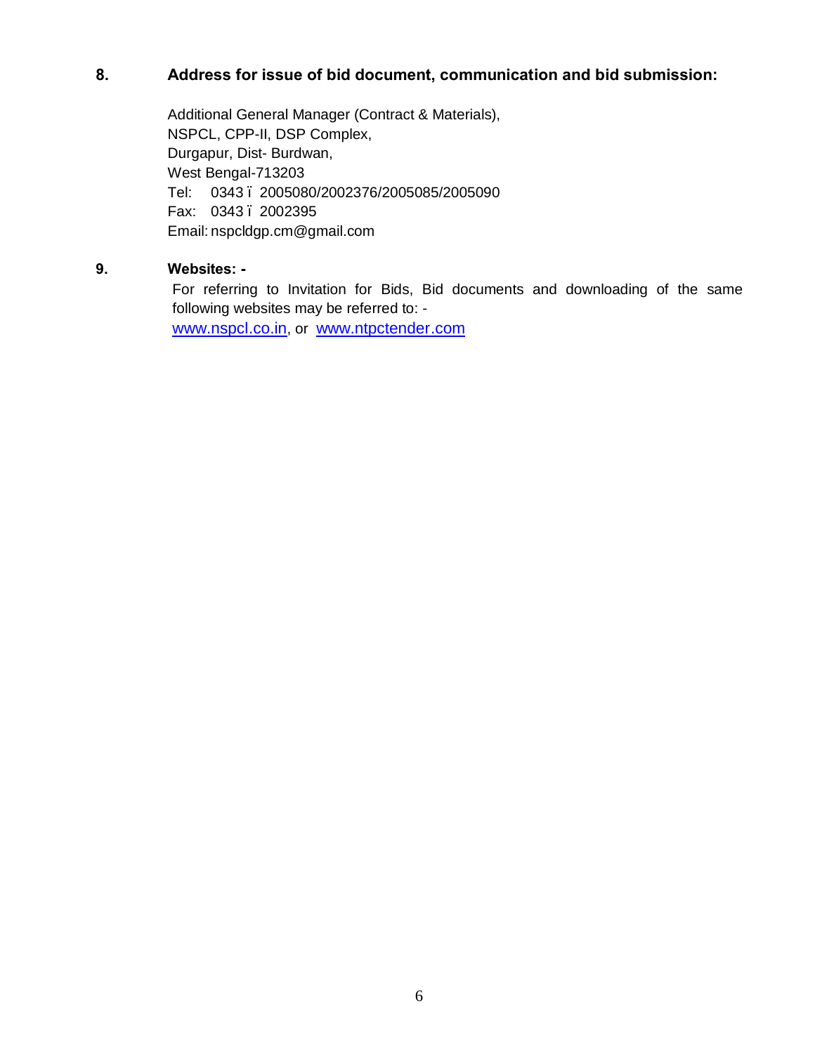**8. Address for issue of bid document, communication and bid submission:**

Additional General Manager (Contract & Materials),
NSPCL, CPP-II, DSP Complex,
Durgapur, Dist- Burdwan,
West Bengal-713203
Tel: 0343 ï 2005080/2002376/2005085/2005090
Fax: 0343 ï 2002395
Email: nspcldgp.cm@gmail.com

**9. Websites: -**

For referring to Invitation for Bids, Bid documents and downloading of the same following websites may be referred to: -
www.nspcl.co.in, or www.ntpctender.com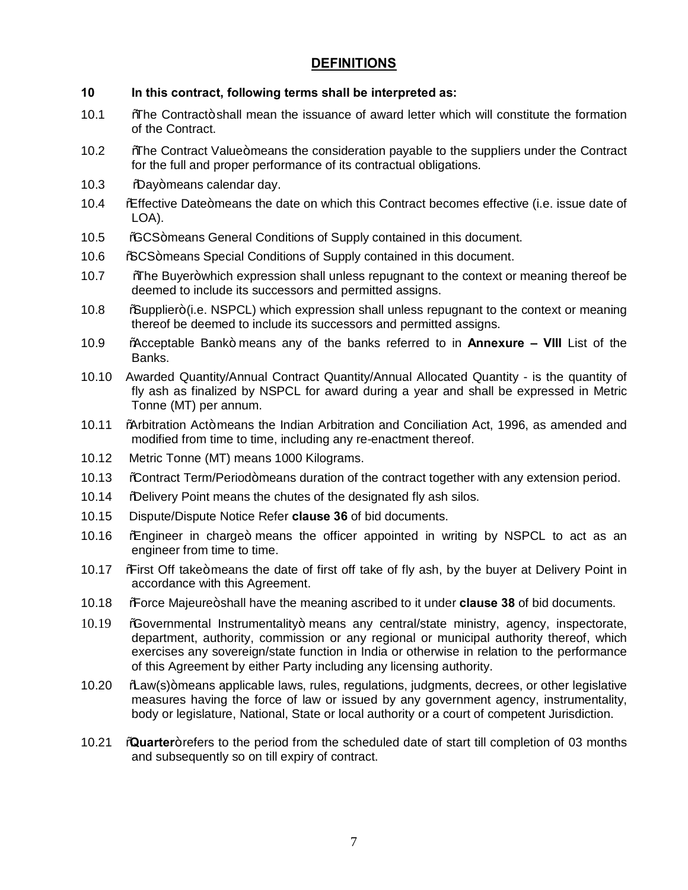## DEFINITIONS

**10 In this contract, following terms shall be interpreted as:**

10.1 ñThe Contractò shall mean the issuance of award letter which will constitute the formation of the Contract.

10.2 ñThe Contract Valueò means the consideration payable to the suppliers under the Contract for the full and proper performance of its contractual obligations.

10.3 ñDayò means calendar day.

10.4 ñEffective Dateò means the date on which this Contract becomes effective (i.e. issue date of LOA).

10.5 ñGCSò means General Conditions of Supply contained in this document.

10.6 ñSCSò means Special Conditions of Supply contained in this document.

10.7 ñThe Buyerò which expression shall unless repugnant to the context or meaning thereof be deemed to include its successors and permitted assigns.

10.8 ñSupplierò (i.e. NSPCL) which expression shall unless repugnant to the context or meaning thereof be deemed to include its successors and permitted assigns.

10.9 ñAcceptable Bankò means any of the banks referred to in **Annexure – VIII** List of the Banks.

10.10 Awarded Quantity/Annual Contract Quantity/Annual Allocated Quantity - is the quantity of fly ash as finalized by NSPCL for award during a year and shall be expressed in Metric Tonne (MT) per annum.

10.11 ñArbitration Actò means the Indian Arbitration and Conciliation Act, 1996, as amended and modified from time to time, including any re-enactment thereof.

10.12 Metric Tonne (MT) means 1000 Kilograms.

10.13 ñContract Term/Periodò means duration of the contract together with any extension period.

10.14 ñDelivery Point means the chutes of the designated fly ash silos.

10.15 Dispute/Dispute Notice Refer **clause 36** of bid documents.

10.16 ñEngineer in chargeò means the officer appointed in writing by NSPCL to act as an engineer from time to time.

10.17 ñFirst Off takeò means the date of first off take of fly ash, by the buyer at Delivery Point in accordance with this Agreement.

10.18 ñForce Majeureò shall have the meaning ascribed to it under **clause 38** of bid documents.

10.19 ñGovernmental Instrumentalityò means any central/state ministry, agency, inspectorate, department, authority, commission or any regional or municipal authority thereof, which exercises any sovereign/state function in India or otherwise in relation to the performance of this Agreement by either Party including any licensing authority.

10.20 ñLaw(s)ò means applicable laws, rules, regulations, judgments, decrees, or other legislative measures having the force of law or issued by any government agency, instrumentality, body or legislature, National, State or local authority or a court of competent Jurisdiction.

10.21 ñ**Quarter**ò refers to the period from the scheduled date of start till completion of 03 months and subsequently so on till expiry of contract.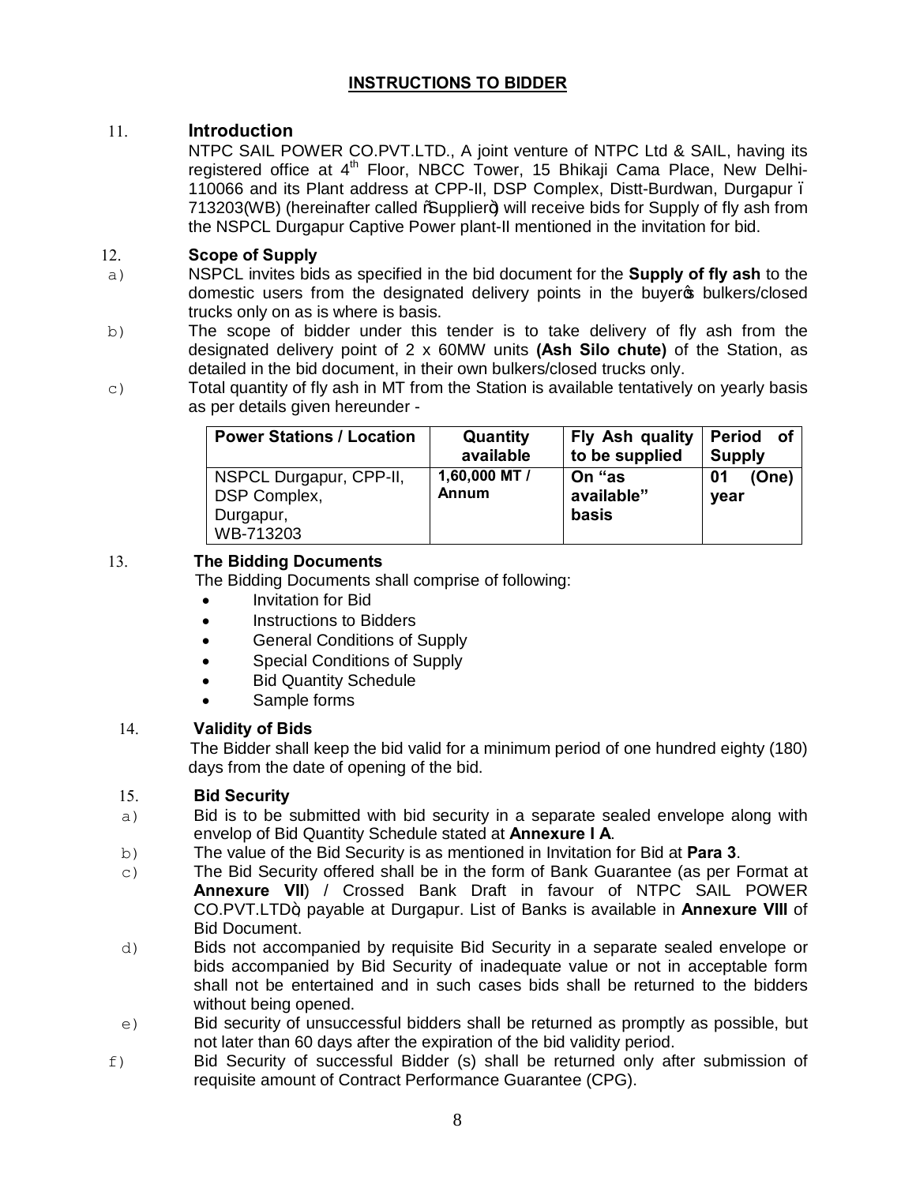## INSTRUCTIONS TO BIDDER

### 11. Introduction

NTPC SAIL POWER CO.PVT.LTD., A joint venture of NTPC Ltd & SAIL, having its registered office at 4th Floor, NBCC Tower, 15 Bhikaji Cama Place, New Delhi-110066 and its Plant address at CPP-II, DSP Complex, Distt-Burdwan, Durgapur – 713203(WB) (hereinafter called "Supplier") will receive bids for Supply of fly ash from the NSPCL Durgapur Captive Power plant-II mentioned in the invitation for bid.

### 12. Scope of Supply

a) NSPCL invites bids as specified in the bid document for the **Supply of fly ash** to the domestic users from the designated delivery points in the buyer's bulkers/closed trucks only on as is where is basis.

b) The scope of bidder under this tender is to take delivery of fly ash from the designated delivery point of 2 x 60MW units **(Ash Silo chute)** of the Station, as detailed in the bid document, in their own bulkers/closed trucks only.

c) Total quantity of fly ash in MT from the Station is available tentatively on yearly basis as per details given hereunder -

| Power Stations / Location | Quantity available | Fly Ash quality to be supplied | Period of Supply |
|---|---|---|---|
| NSPCL Durgapur, CPP-II, DSP Complex, Durgapur, WB-713203 | **1,60,000 MT / Annum** | **On "as available" basis** | **01 (One) year** |

### 13. The Bidding Documents

The Bidding Documents shall comprise of following:

- Invitation for Bid
- Instructions to Bidders
- General Conditions of Supply
- Special Conditions of Supply
- Bid Quantity Schedule
- Sample forms

### 14. Validity of Bids

The Bidder shall keep the bid valid for a minimum period of one hundred eighty (180) days from the date of opening of the bid.

### 15. Bid Security

a) Bid is to be submitted with bid security in a separate sealed envelope along with envelop of Bid Quantity Schedule stated at **Annexure I A**.

b) The value of the Bid Security is as mentioned in Invitation for Bid at **Para 3**.

c) The Bid Security offered shall be in the form of Bank Guarantee (as per Format at **Annexure VII**) / Crossed Bank Draft in favour of NTPC SAIL POWER CO.PVT.LTD", payable at Durgapur. List of Banks is available in **Annexure VIII** of Bid Document.

d) Bids not accompanied by requisite Bid Security in a separate sealed envelope or bids accompanied by Bid Security of inadequate value or not in acceptable form shall not be entertained and in such cases bids shall be returned to the bidders without being opened.

e) Bid security of unsuccessful bidders shall be returned as promptly as possible, but not later than 60 days after the expiration of the bid validity period.

f) Bid Security of successful Bidder (s) shall be returned only after submission of requisite amount of Contract Performance Guarantee (CPG).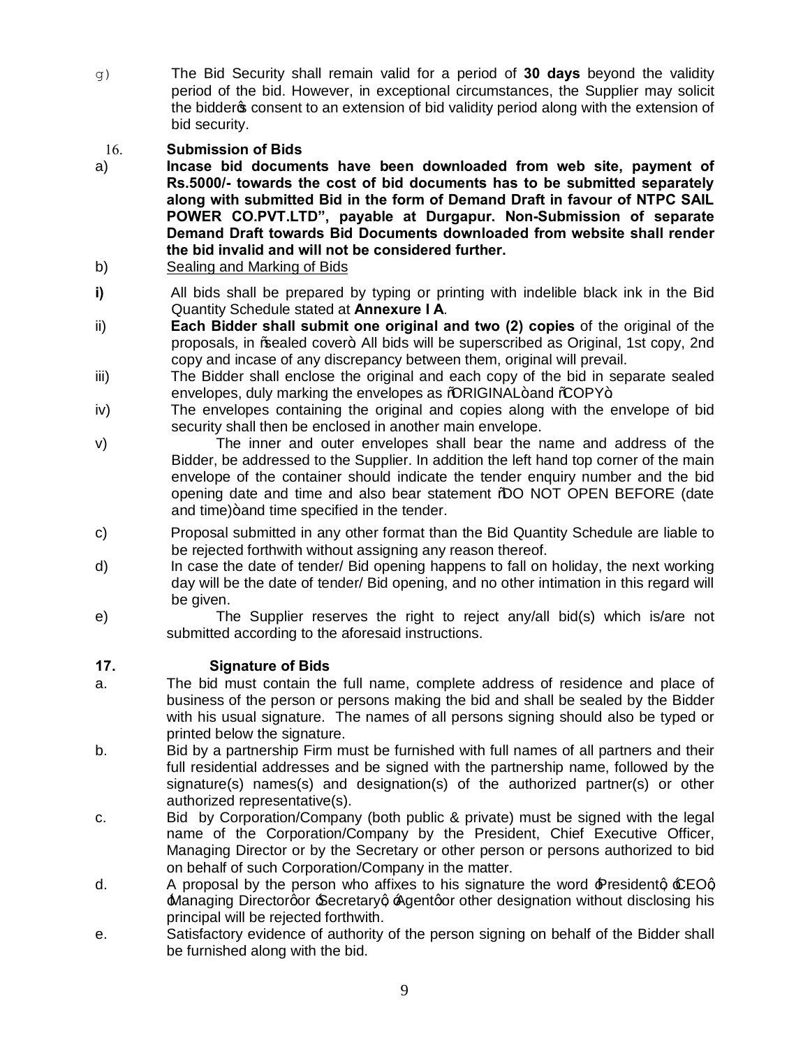g) The Bid Security shall remain valid for a period of **30 days** beyond the validity period of the bid. However, in exceptional circumstances, the Supplier may solicit the bidder's consent to an extension of bid validity period along with the extension of bid security.

16. **Submission of Bids**

a) **Incase bid documents have been downloaded from web site, payment of Rs.5000/- towards the cost of bid documents has to be submitted separately along with submitted Bid in the form of Demand Draft in favour of NTPC SAIL POWER CO.PVT.LTD", payable at Durgapur. Non-Submission of separate Demand Draft towards Bid Documents downloaded from website shall render the bid invalid and will not be considered further.**

b) Sealing and Marking of Bids

**i)** All bids shall be prepared by typing or printing with indelible black ink in the Bid Quantity Schedule stated at **Annexure I A**.

ii) **Each Bidder shall submit one original and two (2) copies** of the original of the proposals, in "sealed cover". All bids will be superscribed as Original, 1st copy, 2nd copy and incase of any discrepancy between them, original will prevail.

iii) The Bidder shall enclose the original and each copy of the bid in separate sealed envelopes, duly marking the envelopes as "ORIGINAL" and "COPY".

iv) The envelopes containing the original and copies along with the envelope of bid security shall then be enclosed in another main envelope.

v) The inner and outer envelopes shall bear the name and address of the Bidder, be addressed to the Supplier. In addition the left hand top corner of the main envelope of the container should indicate the tender enquiry number and the bid opening date and time and also bear statement "DO NOT OPEN BEFORE (date and time)" and time specified in the tender.

c) Proposal submitted in any other format than the Bid Quantity Schedule are liable to be rejected forthwith without assigning any reason thereof.

d) In case the date of tender/ Bid opening happens to fall on holiday, the next working day will be the date of tender/ Bid opening, and no other intimation in this regard will be given.

e) The Supplier reserves the right to reject any/all bid(s) which is/are not submitted according to the aforesaid instructions.

**17. Signature of Bids**

a. The bid must contain the full name, complete address of residence and place of business of the person or persons making the bid and shall be sealed by the Bidder with his usual signature. The names of all persons signing should also be typed or printed below the signature.

b. Bid by a partnership Firm must be furnished with full names of all partners and their full residential addresses and be signed with the partnership name, followed by the signature(s) names(s) and designation(s) of the authorized partner(s) or other authorized representative(s).

c. Bid by Corporation/Company (both public & private) must be signed with the legal name of the Corporation/Company by the President, Chief Executive Officer, Managing Director or by the Secretary or other person or persons authorized to bid on behalf of such Corporation/Company in the matter.

d. A proposal by the person who affixes to his signature the word 'President', 'CEO', 'Managing Director' or 'Secretary', 'Agent' or other designation without disclosing his principal will be rejected forthwith.

e. Satisfactory evidence of authority of the person signing on behalf of the Bidder shall be furnished along with the bid.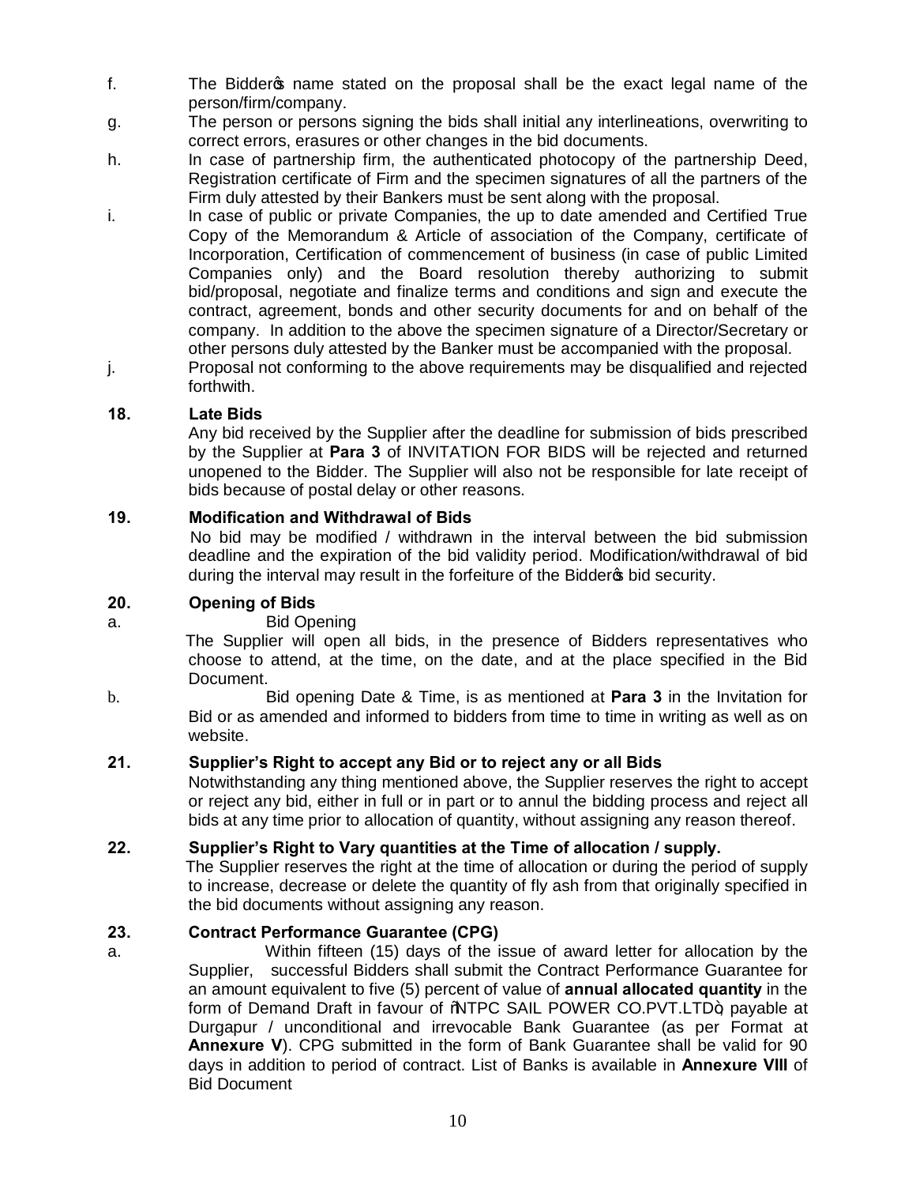f. The Bidder's name stated on the proposal shall be the exact legal name of the person/firm/company.

g. The person or persons signing the bids shall initial any interlineations, overwriting to correct errors, erasures or other changes in the bid documents.

h. In case of partnership firm, the authenticated photocopy of the partnership Deed, Registration certificate of Firm and the specimen signatures of all the partners of the Firm duly attested by their Bankers must be sent along with the proposal.

i. In case of public or private Companies, the up to date amended and Certified True Copy of the Memorandum & Article of association of the Company, certificate of Incorporation, Certification of commencement of business (in case of public Limited Companies only) and the Board resolution thereby authorizing to submit bid/proposal, negotiate and finalize terms and conditions and sign and execute the contract, agreement, bonds and other security documents for and on behalf of the company. In addition to the above the specimen signature of a Director/Secretary or other persons duly attested by the Banker must be accompanied with the proposal.

j. Proposal not conforming to the above requirements may be disqualified and rejected forthwith.

**18. Late Bids**

Any bid received by the Supplier after the deadline for submission of bids prescribed by the Supplier at **Para 3** of INVITATION FOR BIDS will be rejected and returned unopened to the Bidder. The Supplier will also not be responsible for late receipt of bids because of postal delay or other reasons.

**19. Modification and Withdrawal of Bids**

No bid may be modified / withdrawn in the interval between the bid submission deadline and the expiration of the bid validity period. Modification/withdrawal of bid during the interval may result in the forfeiture of the Bidder's bid security.

**20. Opening of Bids**

a. Bid Opening

The Supplier will open all bids, in the presence of Bidders representatives who choose to attend, at the time, on the date, and at the place specified in the Bid Document.

b. Bid opening Date & Time, is as mentioned at **Para 3** in the Invitation for Bid or as amended and informed to bidders from time to time in writing as well as on website.

**21. Supplier's Right to accept any Bid or to reject any or all Bids**

Notwithstanding any thing mentioned above, the Supplier reserves the right to accept or reject any bid, either in full or in part or to annul the bidding process and reject all bids at any time prior to allocation of quantity, without assigning any reason thereof.

**22. Supplier's Right to Vary quantities at the Time of allocation / supply.**

The Supplier reserves the right at the time of allocation or during the period of supply to increase, decrease or delete the quantity of fly ash from that originally specified in the bid documents without assigning any reason.

**23. Contract Performance Guarantee (CPG)**

a. Within fifteen (15) days of the issue of award letter for allocation by the Supplier, successful Bidders shall submit the Contract Performance Guarantee for an amount equivalent to five (5) percent of value of **annual allocated quantity** in the form of Demand Draft in favour of "NTPC SAIL POWER CO.PVT.LTD", payable at Durgapur / unconditional and irrevocable Bank Guarantee (as per Format at **Annexure V**). CPG submitted in the form of Bank Guarantee shall be valid for 90 days in addition to period of contract. List of Banks is available in **Annexure VIII** of Bid Document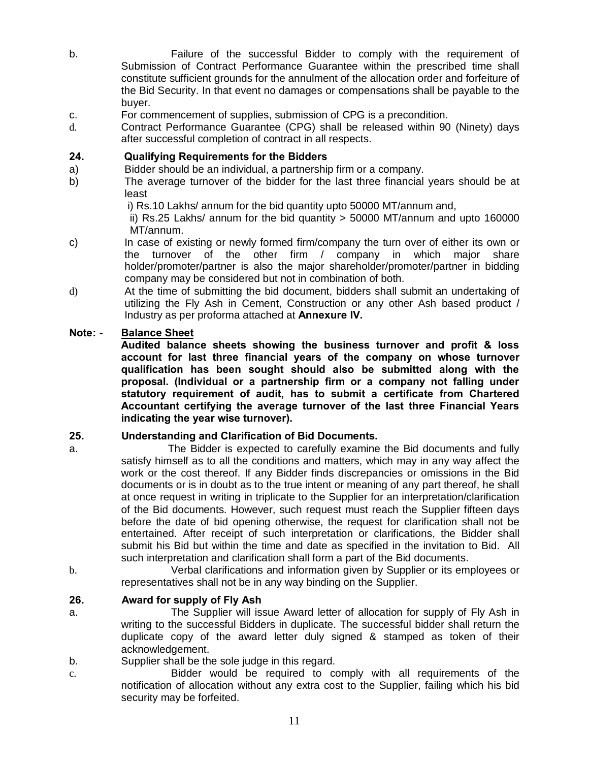b. Failure of the successful Bidder to comply with the requirement of Submission of Contract Performance Guarantee within the prescribed time shall constitute sufficient grounds for the annulment of the allocation order and forfeiture of the Bid Security. In that event no damages or compensations shall be payable to the buyer.

c. For commencement of supplies, submission of CPG is a precondition.

d. Contract Performance Guarantee (CPG) shall be released within 90 (Ninety) days after successful completion of contract in all respects.

**24. Qualifying Requirements for the Bidders**

a) Bidder should be an individual, a partnership firm or a company.

b) The average turnover of the bidder for the last three financial years should be at least

i) Rs.10 Lakhs/ annum for the bid quantity upto 50000 MT/annum and,

ii) Rs.25 Lakhs/ annum for the bid quantity > 50000 MT/annum and upto 160000 MT/annum.

c) In case of existing or newly formed firm/company the turn over of either its own or the turnover of the other firm / company in which major share holder/promoter/partner is also the major shareholder/promoter/partner in bidding company may be considered but not in combination of both.

d) At the time of submitting the bid document, bidders shall submit an undertaking of utilizing the Fly Ash in Cement, Construction or any other Ash based product / Industry as per proforma attached at **Annexure IV.**

**Note: - <u>Balance Sheet</u>**

**Audited balance sheets showing the business turnover and profit & loss account for last three financial years of the company on whose turnover qualification has been sought should also be submitted along with the proposal. (Individual or a partnership firm or a company not falling under statutory requirement of audit, has to submit a certificate from Chartered Accountant certifying the average turnover of the last three Financial Years indicating the year wise turnover).**

**25. Understanding and Clarification of Bid Documents.**

a. The Bidder is expected to carefully examine the Bid documents and fully satisfy himself as to all the conditions and matters, which may in any way affect the work or the cost thereof. If any Bidder finds discrepancies or omissions in the Bid documents or is in doubt as to the true intent or meaning of any part thereof, he shall at once request in writing in triplicate to the Supplier for an interpretation/clarification of the Bid documents. However, such request must reach the Supplier fifteen days before the date of bid opening otherwise, the request for clarification shall not be entertained. After receipt of such interpretation or clarifications, the Bidder shall submit his Bid but within the time and date as specified in the invitation to Bid. All such interpretation and clarification shall form a part of the Bid documents.

b. Verbal clarifications and information given by Supplier or its employees or representatives shall not be in any way binding on the Supplier.

**26. Award for supply of Fly Ash**

a. The Supplier will issue Award letter of allocation for supply of Fly Ash in writing to the successful Bidders in duplicate. The successful bidder shall return the duplicate copy of the award letter duly signed & stamped as token of their acknowledgement.

b. Supplier shall be the sole judge in this regard.

c. Bidder would be required to comply with all requirements of the notification of allocation without any extra cost to the Supplier, failing which his bid security may be forfeited.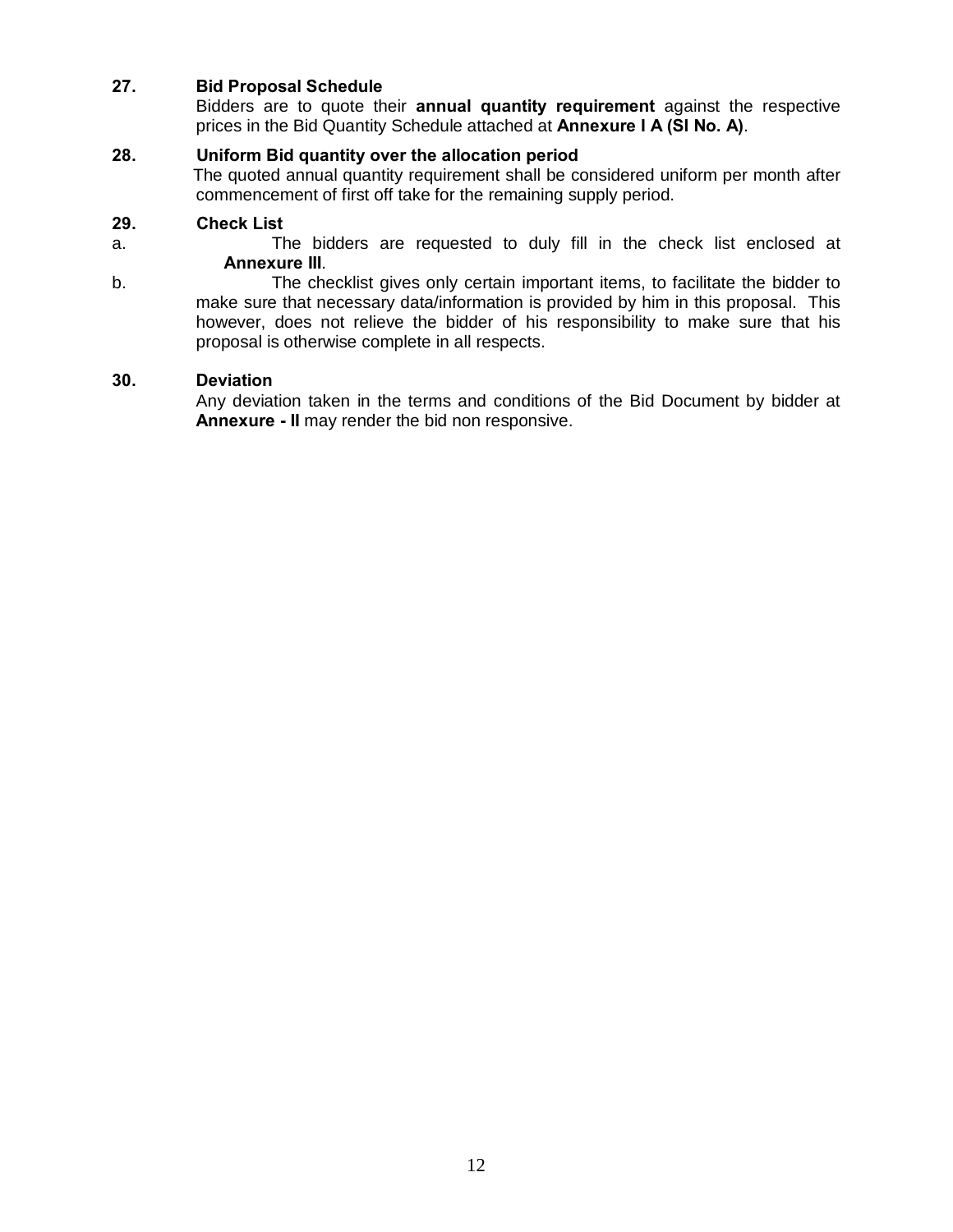**27. Bid Proposal Schedule**

Bidders are to quote their **annual quantity requirement** against the respective prices in the Bid Quantity Schedule attached at **Annexure I A (Sl No. A)**.

**28. Uniform Bid quantity over the allocation period**

The quoted annual quantity requirement shall be considered uniform per month after commencement of first off take for the remaining supply period.

**29. Check List**

a. The bidders are requested to duly fill in the check list enclosed at **Annexure III**.

b. The checklist gives only certain important items, to facilitate the bidder to make sure that necessary data/information is provided by him in this proposal. This however, does not relieve the bidder of his responsibility to make sure that his proposal is otherwise complete in all respects.

**30. Deviation**

Any deviation taken in the terms and conditions of the Bid Document by bidder at **Annexure - II** may render the bid non responsive.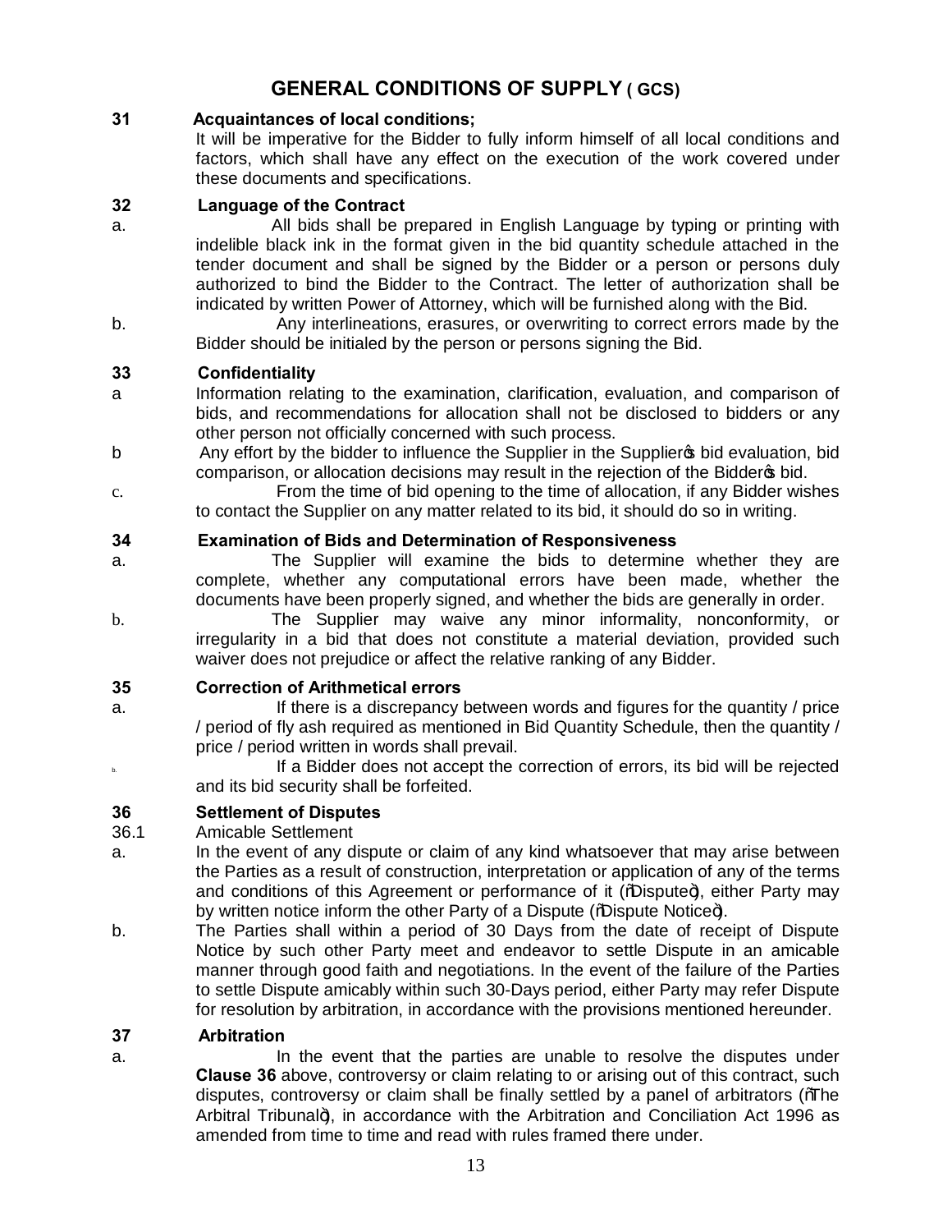# GENERAL CONDITIONS OF SUPPLY ( GCS)

**31 Acquaintances of local conditions;**

It will be imperative for the Bidder to fully inform himself of all local conditions and factors, which shall have any effect on the execution of the work covered under these documents and specifications.

**32 Language of the Contract**

a. All bids shall be prepared in English Language by typing or printing with indelible black ink in the format given in the bid quantity schedule attached in the tender document and shall be signed by the Bidder or a person or persons duly authorized to bind the Bidder to the Contract. The letter of authorization shall be indicated by written Power of Attorney, which will be furnished along with the Bid.

b. Any interlineations, erasures, or overwriting to correct errors made by the Bidder should be initialed by the person or persons signing the Bid.

**33 Confidentiality**

a Information relating to the examination, clarification, evaluation, and comparison of bids, and recommendations for allocation shall not be disclosed to bidders or any other person not officially concerned with such process.

b Any effort by the bidder to influence the Supplier in the Supplier's bid evaluation, bid comparison, or allocation decisions may result in the rejection of the Bidder's bid.

c. From the time of bid opening to the time of allocation, if any Bidder wishes to contact the Supplier on any matter related to its bid, it should do so in writing.

**34 Examination of Bids and Determination of Responsiveness**

a. The Supplier will examine the bids to determine whether they are complete, whether any computational errors have been made, whether the documents have been properly signed, and whether the bids are generally in order.

b. The Supplier may waive any minor informality, nonconformity, or irregularity in a bid that does not constitute a material deviation, provided such waiver does not prejudice or affect the relative ranking of any Bidder.

**35 Correction of Arithmetical errors**

a. If there is a discrepancy between words and figures for the quantity / price / period of fly ash required as mentioned in Bid Quantity Schedule, then the quantity / price / period written in words shall prevail.

b. If a Bidder does not accept the correction of errors, its bid will be rejected and its bid security shall be forfeited.

**36 Settlement of Disputes**

36.1 Amicable Settlement

a. In the event of any dispute or claim of any kind whatsoever that may arise between the Parties as a result of construction, interpretation or application of any of the terms and conditions of this Agreement or performance of it ("Dispute"), either Party may by written notice inform the other Party of a Dispute ("Dispute Notice").

b. The Parties shall within a period of 30 Days from the date of receipt of Dispute Notice by such other Party meet and endeavor to settle Dispute in an amicable manner through good faith and negotiations. In the event of the failure of the Parties to settle Dispute amicably within such 30-Days period, either Party may refer Dispute for resolution by arbitration, in accordance with the provisions mentioned hereunder.

**37 Arbitration**

a. In the event that the parties are unable to resolve the disputes under **Clause 36** above, controversy or claim relating to or arising out of this contract, such disputes, controversy or claim shall be finally settled by a panel of arbitrators ("The Arbitral Tribunal"), in accordance with the Arbitration and Conciliation Act 1996 as amended from time to time and read with rules framed there under.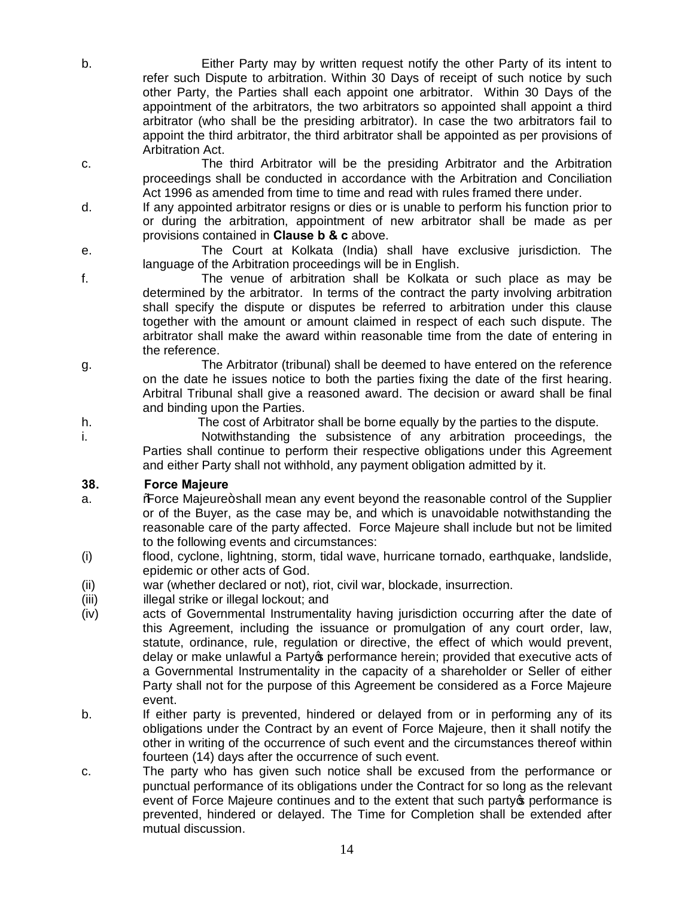b. Either Party may by written request notify the other Party of its intent to refer such Dispute to arbitration. Within 30 Days of receipt of such notice by such other Party, the Parties shall each appoint one arbitrator. Within 30 Days of the appointment of the arbitrators, the two arbitrators so appointed shall appoint a third arbitrator (who shall be the presiding arbitrator). In case the two arbitrators fail to appoint the third arbitrator, the third arbitrator shall be appointed as per provisions of Arbitration Act.

c. The third Arbitrator will be the presiding Arbitrator and the Arbitration proceedings shall be conducted in accordance with the Arbitration and Conciliation Act 1996 as amended from time to time and read with rules framed there under.

d. If any appointed arbitrator resigns or dies or is unable to perform his function prior to or during the arbitration, appointment of new arbitrator shall be made as per provisions contained in **Clause b & c** above.

e. The Court at Kolkata (India) shall have exclusive jurisdiction. The language of the Arbitration proceedings will be in English.

f. The venue of arbitration shall be Kolkata or such place as may be determined by the arbitrator. In terms of the contract the party involving arbitration shall specify the dispute or disputes be referred to arbitration under this clause together with the amount or amount claimed in respect of each such dispute. The arbitrator shall make the award within reasonable time from the date of entering in the reference.

g. The Arbitrator (tribunal) shall be deemed to have entered on the reference on the date he issues notice to both the parties fixing the date of the first hearing. Arbitral Tribunal shall give a reasoned award. The decision or award shall be final and binding upon the Parties.

h. The cost of Arbitrator shall be borne equally by the parties to the dispute.

i. Notwithstanding the subsistence of any arbitration proceedings, the Parties shall continue to perform their respective obligations under this Agreement and either Party shall not withhold, any payment obligation admitted by it.

**38. Force Majeure**

a. "Force Majeure" shall mean any event beyond the reasonable control of the Supplier or of the Buyer, as the case may be, and which is unavoidable notwithstanding the reasonable care of the party affected. Force Majeure shall include but not be limited to the following events and circumstances:

(i) flood, cyclone, lightning, storm, tidal wave, hurricane tornado, earthquake, landslide, epidemic or other acts of God.

(ii) war (whether declared or not), riot, civil war, blockade, insurrection.

(iii) illegal strike or illegal lockout; and

(iv) acts of Governmental Instrumentality having jurisdiction occurring after the date of this Agreement, including the issuance or promulgation of any court order, law, statute, ordinance, rule, regulation or directive, the effect of which would prevent, delay or make unlawful a Party's performance herein; provided that executive acts of a Governmental Instrumentality in the capacity of a shareholder or Seller of either Party shall not for the purpose of this Agreement be considered as a Force Majeure event.

b. If either party is prevented, hindered or delayed from or in performing any of its obligations under the Contract by an event of Force Majeure, then it shall notify the other in writing of the occurrence of such event and the circumstances thereof within fourteen (14) days after the occurrence of such event.

c. The party who has given such notice shall be excused from the performance or punctual performance of its obligations under the Contract for so long as the relevant event of Force Majeure continues and to the extent that such party's performance is prevented, hindered or delayed. The Time for Completion shall be extended after mutual discussion.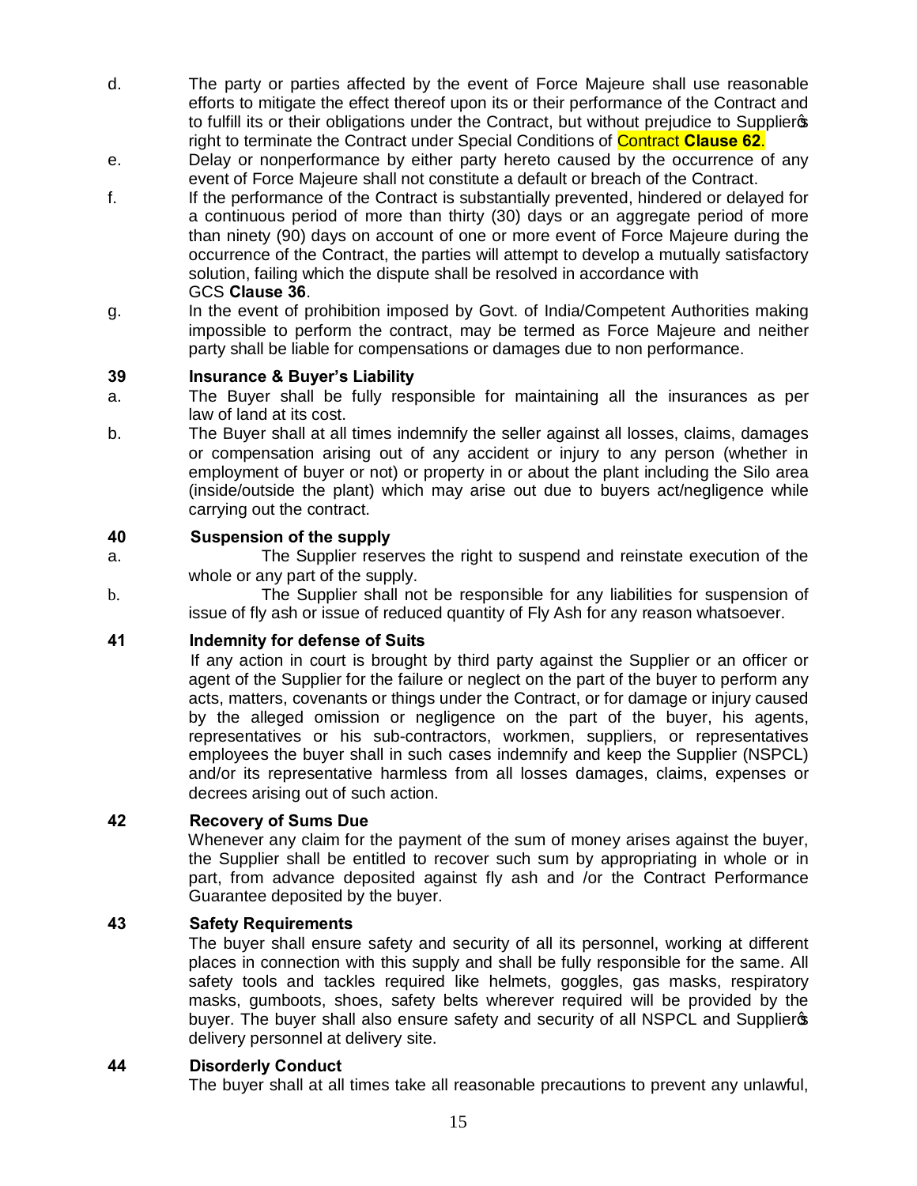d. The party or parties affected by the event of Force Majeure shall use reasonable efforts to mitigate the effect thereof upon its or their performance of the Contract and to fulfill its or their obligations under the Contract, but without prejudice to Supplier's right to terminate the Contract under Special Conditions of Contract **Clause 62**.

e. Delay or nonperformance by either party hereto caused by the occurrence of any event of Force Majeure shall not constitute a default or breach of the Contract.

f. If the performance of the Contract is substantially prevented, hindered or delayed for a continuous period of more than thirty (30) days or an aggregate period of more than ninety (90) days on account of one or more event of Force Majeure during the occurrence of the Contract, the parties will attempt to develop a mutually satisfactory solution, failing which the dispute shall be resolved in accordance with GCS **Clause 36**.

g. In the event of prohibition imposed by Govt. of India/Competent Authorities making impossible to perform the contract, may be termed as Force Majeure and neither party shall be liable for compensations or damages due to non performance.

**39 Insurance & Buyer's Liability**

a. The Buyer shall be fully responsible for maintaining all the insurances as per law of land at its cost.

b. The Buyer shall at all times indemnify the seller against all losses, claims, damages or compensation arising out of any accident or injury to any person (whether in employment of buyer or not) or property in or about the plant including the Silo area (inside/outside the plant) which may arise out due to buyers act/negligence while carrying out the contract.

**40 Suspension of the supply**

a. The Supplier reserves the right to suspend and reinstate execution of the whole or any part of the supply.

b. The Supplier shall not be responsible for any liabilities for suspension of issue of fly ash or issue of reduced quantity of Fly Ash for any reason whatsoever.

**41 Indemnity for defense of Suits**

If any action in court is brought by third party against the Supplier or an officer or agent of the Supplier for the failure or neglect on the part of the buyer to perform any acts, matters, covenants or things under the Contract, or for damage or injury caused by the alleged omission or negligence on the part of the buyer, his agents, representatives or his sub-contractors, workmen, suppliers, or representatives employees the buyer shall in such cases indemnify and keep the Supplier (NSPCL) and/or its representative harmless from all losses damages, claims, expenses or decrees arising out of such action.

**42 Recovery of Sums Due**

Whenever any claim for the payment of the sum of money arises against the buyer, the Supplier shall be entitled to recover such sum by appropriating in whole or in part, from advance deposited against fly ash and /or the Contract Performance Guarantee deposited by the buyer.

**43 Safety Requirements**

The buyer shall ensure safety and security of all its personnel, working at different places in connection with this supply and shall be fully responsible for the same. All safety tools and tackles required like helmets, goggles, gas masks, respiratory masks, gumboots, shoes, safety belts wherever required will be provided by the buyer. The buyer shall also ensure safety and security of all NSPCL and Supplier's delivery personnel at delivery site.

**44 Disorderly Conduct**

The buyer shall at all times take all reasonable precautions to prevent any unlawful,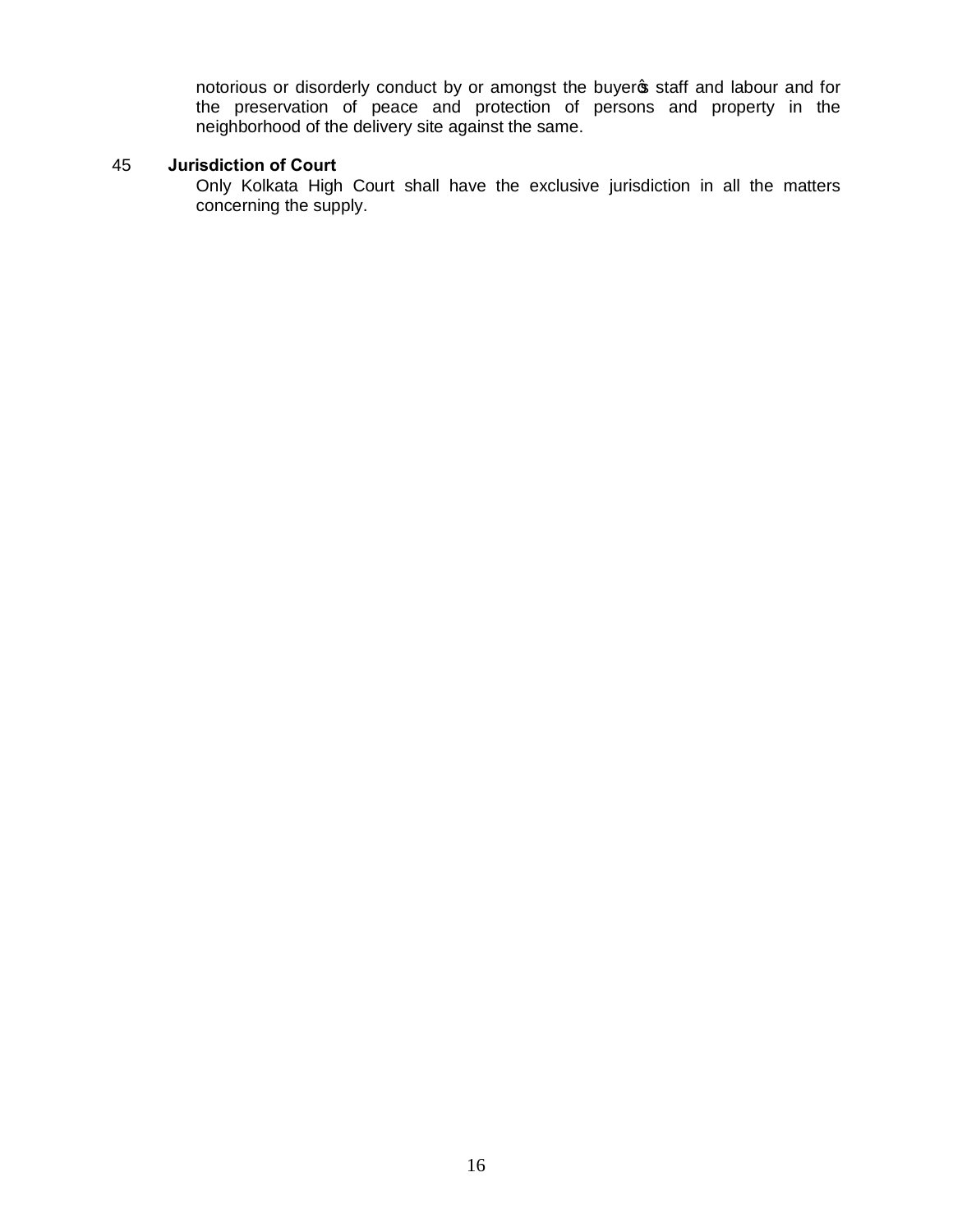notorious or disorderly conduct by or amongst the buyer's staff and labour and for the preservation of peace and protection of persons and property in the neighborhood of the delivery site against the same.

45 **Jurisdiction of Court**

Only Kolkata High Court shall have the exclusive jurisdiction in all the matters concerning the supply.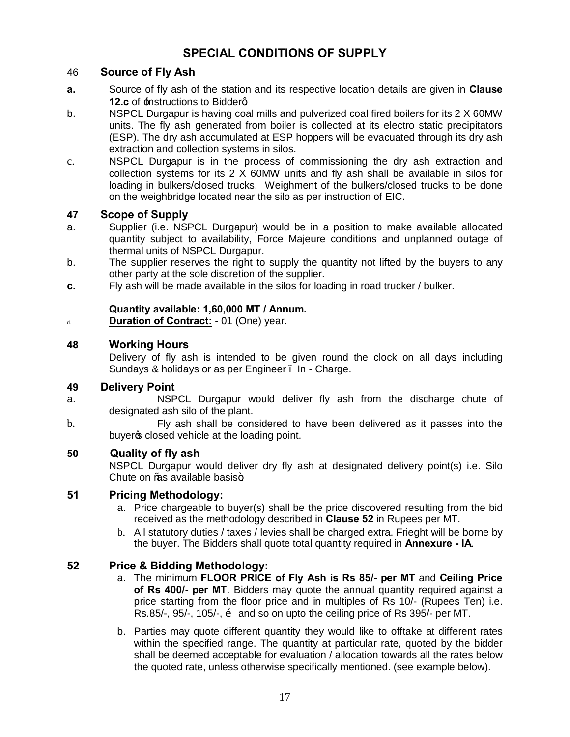# SPECIAL CONDITIONS OF SUPPLY

## 46 Source of Fly Ash

**a.** Source of fly ash of the station and its respective location details are given in **Clause 12.c** of 'Instructions to Bidder'

b. NSPCL Durgapur is having coal mills and pulverized coal fired boilers for its 2 X 60MW units. The fly ash generated from boiler is collected at its electro static precipitators (ESP). The dry ash accumulated at ESP hoppers will be evacuated through its dry ash extraction and collection systems in silos.

c. NSPCL Durgapur is in the process of commissioning the dry ash extraction and collection systems for its 2 X 60MW units and fly ash shall be available in silos for loading in bulkers/closed trucks. Weighment of the bulkers/closed trucks to be done on the weighbridge located near the silo as per instruction of EIC.

## 47 Scope of Supply

a. Supplier (i.e. NSPCL Durgapur) would be in a position to make available allocated quantity subject to availability, Force Majeure conditions and unplanned outage of thermal units of NSPCL Durgapur.

b. The supplier reserves the right to supply the quantity not lifted by the buyers to any other party at the sole discretion of the supplier.

**c.** Fly ash will be made available in the silos for loading in road trucker / bulker.

**Quantity available: 1,60,000 MT / Annum.**

d. **Duration of Contract:** - 01 (One) year.

## 48 Working Hours

Delivery of fly ash is intended to be given round the clock on all days including Sundays & holidays or as per Engineer – In - Charge.

## 49 Delivery Point

a. NSPCL Durgapur would deliver fly ash from the discharge chute of designated ash silo of the plant.

b. Fly ash shall be considered to have been delivered as it passes into the buyer's closed vehicle at the loading point.

## 50 Quality of fly ash

NSPCL Durgapur would deliver dry fly ash at designated delivery point(s) i.e. Silo Chute on "as available basis"

## 51 Pricing Methodology:

a. Price chargeable to buyer(s) shall be the price discovered resulting from the bid received as the methodology described in **Clause 52** in Rupees per MT.

b. All statutory duties / taxes / levies shall be charged extra. Frieght will be borne by the buyer. The Bidders shall quote total quantity required in **Annexure - IA**.

## 52 Price & Bidding Methodology:

a. The minimum **FLOOR PRICE of Fly Ash is Rs 85/- per MT** and **Ceiling Price of Rs 400/- per MT**. Bidders may quote the annual quantity required against a price starting from the floor price and in multiples of Rs 10/- (Rupees Ten) i.e. Rs.85/-, 95/-, 105/-, … and so on upto the ceiling price of Rs 395/- per MT.

b. Parties may quote different quantity they would like to offtake at different rates within the specified range. The quantity at particular rate, quoted by the bidder shall be deemed acceptable for evaluation / allocation towards all the rates below the quoted rate, unless otherwise specifically mentioned. (see example below).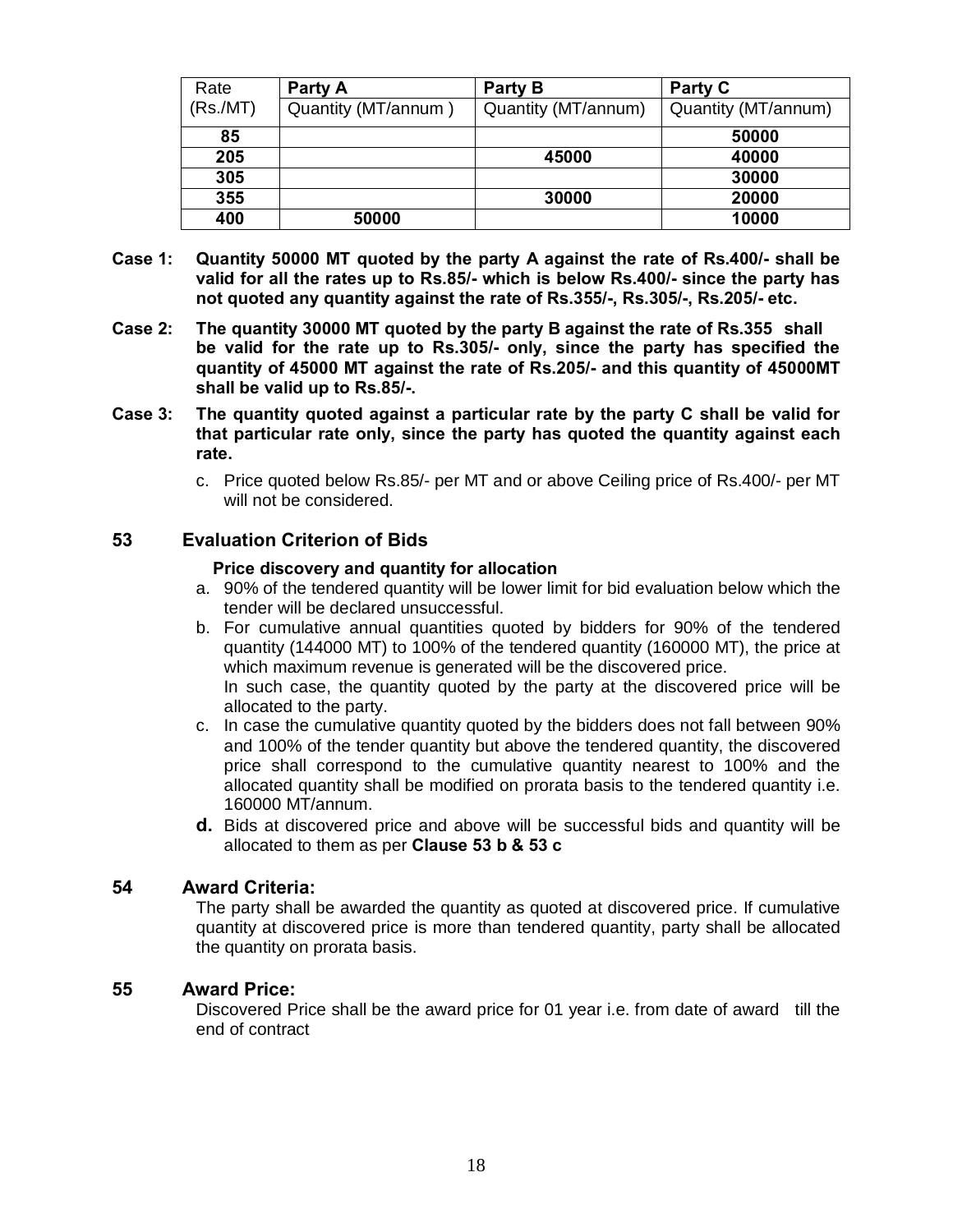| Rate (Rs./MT) | Party A | Party B | Party C |
|---|---|---|---|
| | Quantity (MT/annum ) | Quantity (MT/annum) | Quantity (MT/annum) |
| **85** | | | **50000** |
| **205** | | **45000** | **40000** |
| **305** | | | **30000** |
| **355** | | **30000** | **20000** |
| **400** | **50000** | | **10000** |

**Case 1: Quantity 50000 MT quoted by the party A against the rate of Rs.400/- shall be valid for all the rates up to Rs.85/- which is below Rs.400/- since the party has not quoted any quantity against the rate of Rs.355/-, Rs.305/-, Rs.205/- etc.**

**Case 2: The quantity 30000 MT quoted by the party B against the rate of Rs.355 shall be valid for the rate up to Rs.305/- only, since the party has specified the quantity of 45000 MT against the rate of Rs.205/- and this quantity of 45000MT shall be valid up to Rs.85/-.**

**Case 3: The quantity quoted against a particular rate by the party C shall be valid for that particular rate only, since the party has quoted the quantity against each rate.**

c. Price quoted below Rs.85/- per MT and or above Ceiling price of Rs.400/- per MT will not be considered.

## 53 Evaluation Criterion of Bids

**Price discovery and quantity for allocation**

a. 90% of the tendered quantity will be lower limit for bid evaluation below which the tender will be declared unsuccessful.

b. For cumulative annual quantities quoted by bidders for 90% of the tendered quantity (144000 MT) to 100% of the tendered quantity (160000 MT), the price at which maximum revenue is generated will be the discovered price.
In such case, the quantity quoted by the party at the discovered price will be allocated to the party.

c. In case the cumulative quantity quoted by the bidders does not fall between 90% and 100% of the tender quantity but above the tendered quantity, the discovered price shall correspond to the cumulative quantity nearest to 100% and the allocated quantity shall be modified on prorata basis to the tendered quantity i.e. 160000 MT/annum.

**d.** Bids at discovered price and above will be successful bids and quantity will be allocated to them as per **Clause 53 b & 53 c**

## 54 Award Criteria:

The party shall be awarded the quantity as quoted at discovered price. If cumulative quantity at discovered price is more than tendered quantity, party shall be allocated the quantity on prorata basis.

## 55 Award Price:

Discovered Price shall be the award price for 01 year i.e. from date of award till the end of contract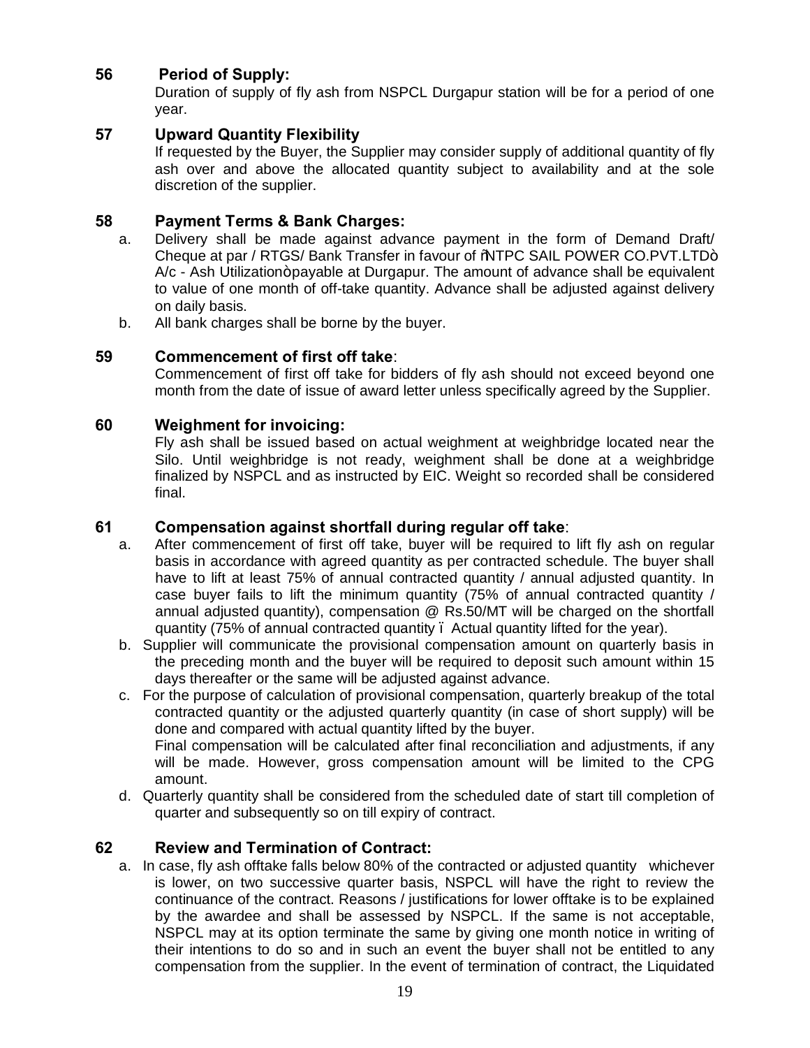## 56 Period of Supply:

Duration of supply of fly ash from NSPCL Durgapur station will be for a period of one year.

## 57 Upward Quantity Flexibility

If requested by the Buyer, the Supplier may consider supply of additional quantity of fly ash over and above the allocated quantity subject to availability and at the sole discretion of the supplier.

## 58 Payment Terms & Bank Charges:

a. Delivery shall be made against advance payment in the form of Demand Draft/ Cheque at par / RTGS/ Bank Transfer in favour of "NTPC SAIL POWER CO.PVT.LTD" A/c - Ash Utilization" payable at Durgapur. The amount of advance shall be equivalent to value of one month of off-take quantity. Advance shall be adjusted against delivery on daily basis.

b. All bank charges shall be borne by the buyer.

## 59 Commencement of first off take:

Commencement of first off take for bidders of fly ash should not exceed beyond one month from the date of issue of award letter unless specifically agreed by the Supplier.

## 60 Weighment for invoicing:

Fly ash shall be issued based on actual weighment at weighbridge located near the Silo. Until weighbridge is not ready, weighment shall be done at a weighbridge finalized by NSPCL and as instructed by EIC. Weight so recorded shall be considered final.

## 61 Compensation against shortfall during regular off take:

a. After commencement of first off take, buyer will be required to lift fly ash on regular basis in accordance with agreed quantity as per contracted schedule. The buyer shall have to lift at least 75% of annual contracted quantity / annual adjusted quantity. In case buyer fails to lift the minimum quantity (75% of annual contracted quantity / annual adjusted quantity), compensation @ Rs.50/MT will be charged on the shortfall quantity (75% of annual contracted quantity – Actual quantity lifted for the year).

b. Supplier will communicate the provisional compensation amount on quarterly basis in the preceding month and the buyer will be required to deposit such amount within 15 days thereafter or the same will be adjusted against advance.

c. For the purpose of calculation of provisional compensation, quarterly breakup of the total contracted quantity or the adjusted quarterly quantity (in case of short supply) will be done and compared with actual quantity lifted by the buyer.
Final compensation will be calculated after final reconciliation and adjustments, if any will be made. However, gross compensation amount will be limited to the CPG amount.

d. Quarterly quantity shall be considered from the scheduled date of start till completion of quarter and subsequently so on till expiry of contract.

## 62 Review and Termination of Contract:

a. In case, fly ash offtake falls below 80% of the contracted or adjusted quantity whichever is lower, on two successive quarter basis, NSPCL will have the right to review the continuance of the contract. Reasons / justifications for lower offtake is to be explained by the awardee and shall be assessed by NSPCL. If the same is not acceptable, NSPCL may at its option terminate the same by giving one month notice in writing of their intentions to do so and in such an event the buyer shall not be entitled to any compensation from the supplier. In the event of termination of contract, the Liquidated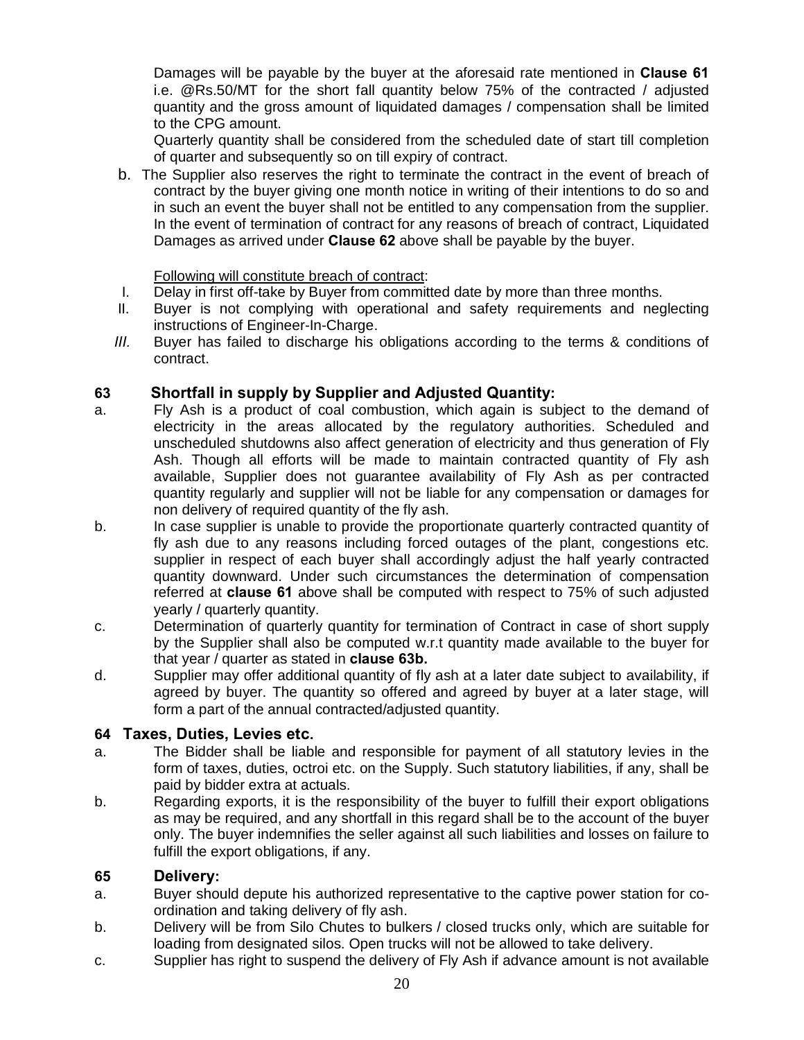Damages will be payable by the buyer at the aforesaid rate mentioned in **Clause 61** i.e. @Rs.50/MT for the short fall quantity below 75% of the contracted / adjusted quantity and the gross amount of liquidated damages / compensation shall be limited to the CPG amount.

Quarterly quantity shall be considered from the scheduled date of start till completion of quarter and subsequently so on till expiry of contract.

b. The Supplier also reserves the right to terminate the contract in the event of breach of contract by the buyer giving one month notice in writing of their intentions to do so and in such an event the buyer shall not be entitled to any compensation from the supplier. In the event of termination of contract for any reasons of breach of contract, Liquidated Damages as arrived under **Clause 62** above shall be payable by the buyer.

Following will constitute breach of contract:

I. Delay in first off-take by Buyer from committed date by more than three months.
II. Buyer is not complying with operational and safety requirements and neglecting instructions of Engineer-In-Charge.
*III.* Buyer has failed to discharge his obligations according to the terms & conditions of contract.

## 63 Shortfall in supply by Supplier and Adjusted Quantity:

a. Fly Ash is a product of coal combustion, which again is subject to the demand of electricity in the areas allocated by the regulatory authorities. Scheduled and unscheduled shutdowns also affect generation of electricity and thus generation of Fly Ash. Though all efforts will be made to maintain contracted quantity of Fly ash available, Supplier does not guarantee availability of Fly Ash as per contracted quantity regularly and supplier will not be liable for any compensation or damages for non delivery of required quantity of the fly ash.

b. In case supplier is unable to provide the proportionate quarterly contracted quantity of fly ash due to any reasons including forced outages of the plant, congestions etc. supplier in respect of each buyer shall accordingly adjust the half yearly contracted quantity downward. Under such circumstances the determination of compensation referred at **clause 61** above shall be computed with respect to 75% of such adjusted yearly / quarterly quantity.

c. Determination of quarterly quantity for termination of Contract in case of short supply by the Supplier shall also be computed w.r.t quantity made available to the buyer for that year / quarter as stated in **clause 63b.**

d. Supplier may offer additional quantity of fly ash at a later date subject to availability, if agreed by buyer. The quantity so offered and agreed by buyer at a later stage, will form a part of the annual contracted/adjusted quantity.

## 64 Taxes, Duties, Levies etc.

a. The Bidder shall be liable and responsible for payment of all statutory levies in the form of taxes, duties, octroi etc. on the Supply. Such statutory liabilities, if any, shall be paid by bidder extra at actuals.

b. Regarding exports, it is the responsibility of the buyer to fulfill their export obligations as may be required, and any shortfall in this regard shall be to the account of the buyer only. The buyer indemnifies the seller against all such liabilities and losses on failure to fulfill the export obligations, if any.

## 65 Delivery:

a. Buyer should depute his authorized representative to the captive power station for co-ordination and taking delivery of fly ash.

b. Delivery will be from Silo Chutes to bulkers / closed trucks only, which are suitable for loading from designated silos. Open trucks will not be allowed to take delivery.

c. Supplier has right to suspend the delivery of Fly Ash if advance amount is not available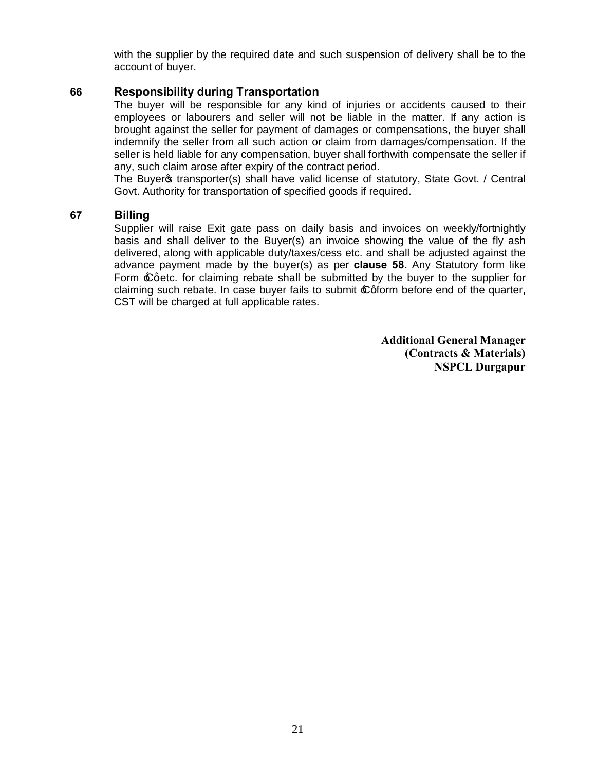with the supplier by the required date and such suspension of delivery shall be to the account of buyer.

## 66 Responsibility during Transportation

The buyer will be responsible for any kind of injuries or accidents caused to their employees or labourers and seller will not be liable in the matter. If any action is brought against the seller for payment of damages or compensations, the buyer shall indemnify the seller from all such action or claim from damages/compensation. If the seller is held liable for any compensation, buyer shall forthwith compensate the seller if any, such claim arose after expiry of the contract period.

The Buyer's transporter(s) shall have valid license of statutory, State Govt. / Central Govt. Authority for transportation of specified goods if required.

## 67 Billing

Supplier will raise Exit gate pass on daily basis and invoices on weekly/fortnightly basis and shall deliver to the Buyer(s) an invoice showing the value of the fly ash delivered, along with applicable duty/taxes/cess etc. and shall be adjusted against the advance payment made by the buyer(s) as per **clause 58.** Any Statutory form like Form 'C' etc. for claiming rebate shall be submitted by the buyer to the supplier for claiming such rebate. In case buyer fails to submit 'C' form before end of the quarter, CST will be charged at full applicable rates.

**Additional General Manager**
**(Contracts & Materials)**
**NSPCL Durgapur**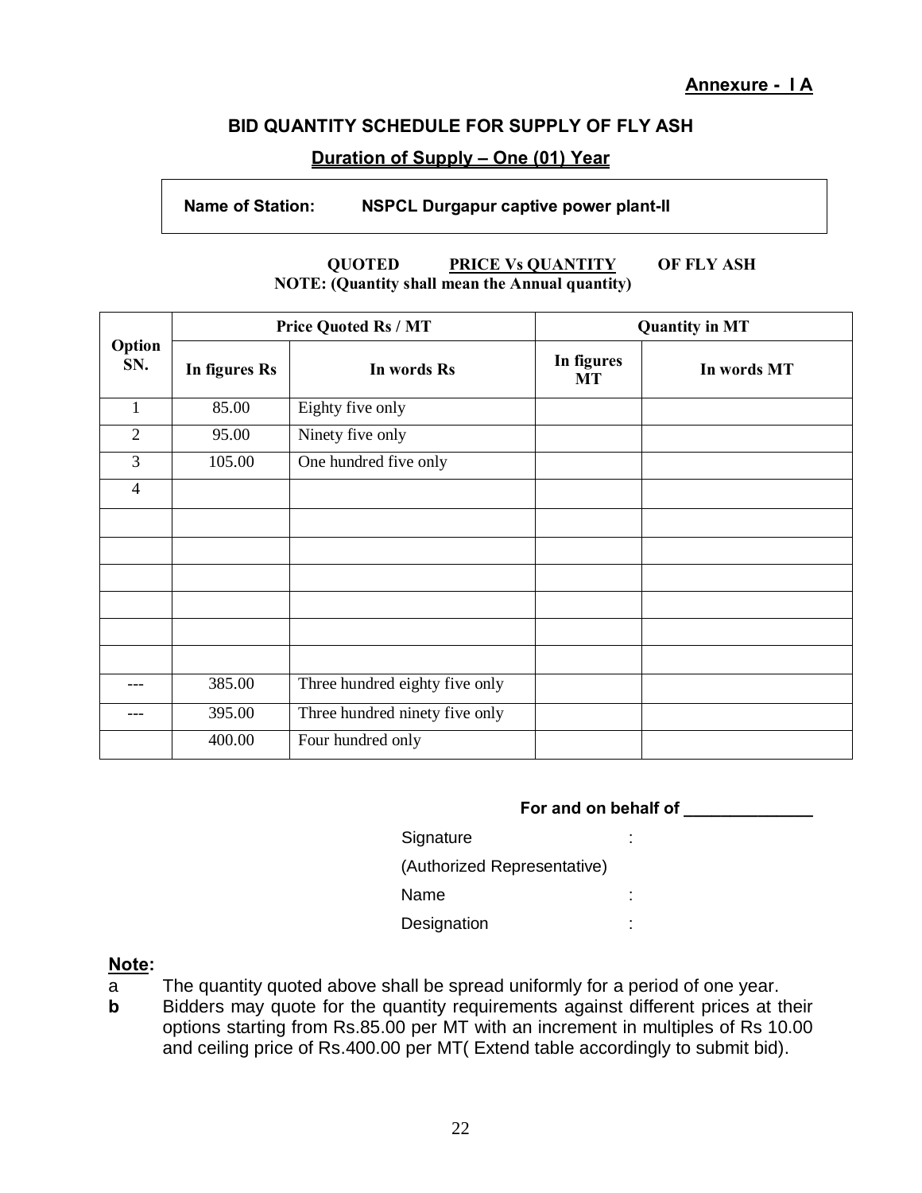**Annexure - I A**

## BID QUANTITY SCHEDULE FOR SUPPLY OF FLY ASH

**Duration of Supply – One (01) Year**

**Name of Station: NSPCL Durgapur captive power plant-II**

**QUOTED PRICE Vs QUANTITY OF FLY ASH**
**NOTE: (Quantity shall mean the Annual quantity)**

| Option SN. | Price Quoted Rs / MT | | Quantity in MT | |
|---|---|---|---|---|
| | In figures Rs | In words Rs | In figures MT | In words MT |
| 1 | 85.00 | Eighty five only | | |
| 2 | 95.00 | Ninety five only | | |
| 3 | 105.00 | One hundred five only | | |
| 4 | | | | |
| | | | | |
| | | | | |
| | | | | |
| | | | | |
| | | | | |
| | | | | |
| --- | 385.00 | Three hundred eighty five only | | |
| --- | 395.00 | Three hundred ninety five only | | |
| | 400.00 | Four hundred only | | |

**For and on behalf of \_\_\_\_\_\_\_\_\_\_\_\_\_\_**

Signature :

(Authorized Representative)

Name :

Designation :

**Note:**

a The quantity quoted above shall be spread uniformly for a period of one year.

**b** Bidders may quote for the quantity requirements against different prices at their options starting from Rs.85.00 per MT with an increment in multiples of Rs 10.00 and ceiling price of Rs.400.00 per MT( Extend table accordingly to submit bid).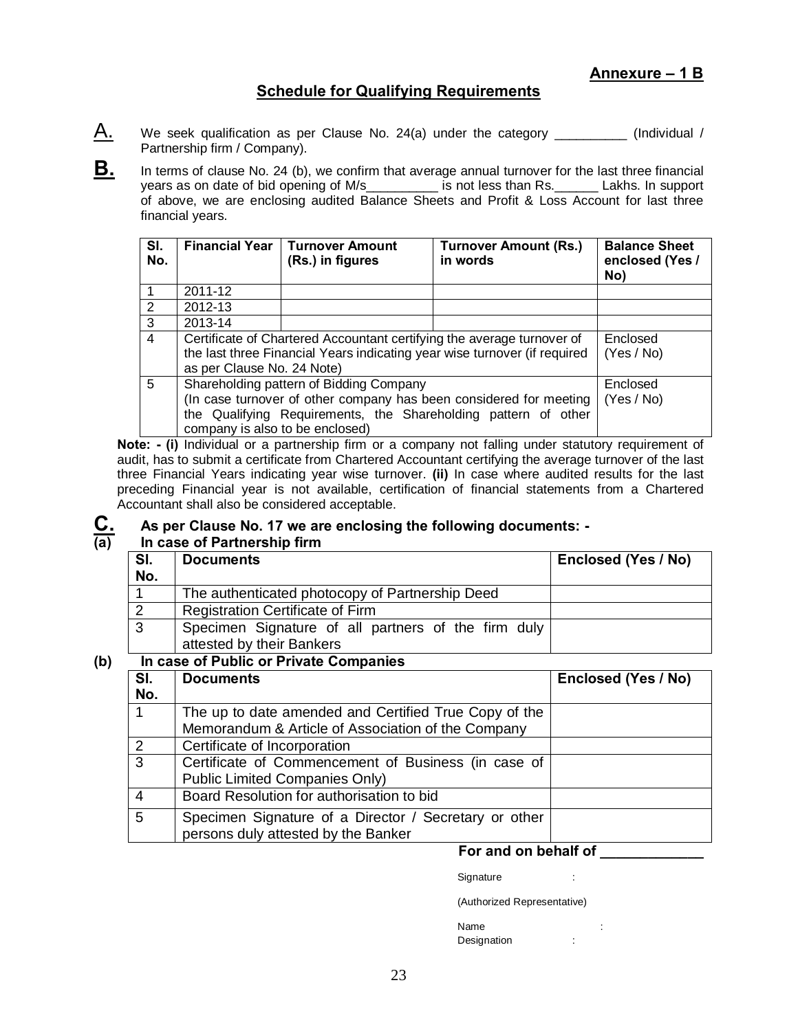**Annexure – 1 B**

## Schedule for Qualifying Requirements

**A.** We seek qualification as per Clause No. 24(a) under the category __________ (Individual / Partnership firm / Company).

**B.** In terms of clause No. 24 (b), we confirm that average annual turnover for the last three financial years as on date of bid opening of M/s__________ is not less than Rs.______ Lakhs. In support of above, we are enclosing audited Balance Sheets and Profit & Loss Account for last three financial years.

| Sl. No. | Financial Year | Turnover Amount (Rs.) in figures | Turnover Amount (Rs.) in words | Balance Sheet enclosed (Yes / No) |
|---|---|---|---|---|
| 1 | 2011-12 | | | |
| 2 | 2012-13 | | | |
| 3 | 2013-14 | | | |
| 4 | Certificate of Chartered Accountant certifying the average turnover of the last three Financial Years indicating year wise turnover (if required as per Clause No. 24 Note) | | | Enclosed (Yes / No) |
| 5 | Shareholding pattern of Bidding Company (In case turnover of other company has been considered for meeting the Qualifying Requirements, the Shareholding pattern of other company is also to be enclosed) | | | Enclosed (Yes / No) |

**Note: - (i)** Individual or a partnership firm or a company not falling under statutory requirement of audit, has to submit a certificate from Chartered Accountant certifying the average turnover of the last three Financial Years indicating year wise turnover. **(ii)** In case where audited results for the last preceding Financial year is not available, certification of financial statements from a Chartered Accountant shall also be considered acceptable.

**C. As per Clause No. 17 we are enclosing the following documents: -**

**(a) In case of Partnership firm**

| Sl. No. | Documents | Enclosed (Yes / No) |
|---|---|---|
| 1 | The authenticated photocopy of Partnership Deed | |
| 2 | Registration Certificate of Firm | |
| 3 | Specimen Signature of all partners of the firm duly attested by their Bankers | |

**(b) In case of Public or Private Companies**

| Sl. No. | Documents | Enclosed (Yes / No) |
|---|---|---|
| 1 | The up to date amended and Certified True Copy of the Memorandum & Article of Association of the Company | |
| 2 | Certificate of Incorporation | |
| 3 | Certificate of Commencement of Business (in case of Public Limited Companies Only) | |
| 4 | Board Resolution for authorisation to bid | |
| 5 | Specimen Signature of a Director / Secretary or other persons duly attested by the Banker | |

**For and on behalf of _____________**

Signature :

(Authorized Representative)

Name :

Designation :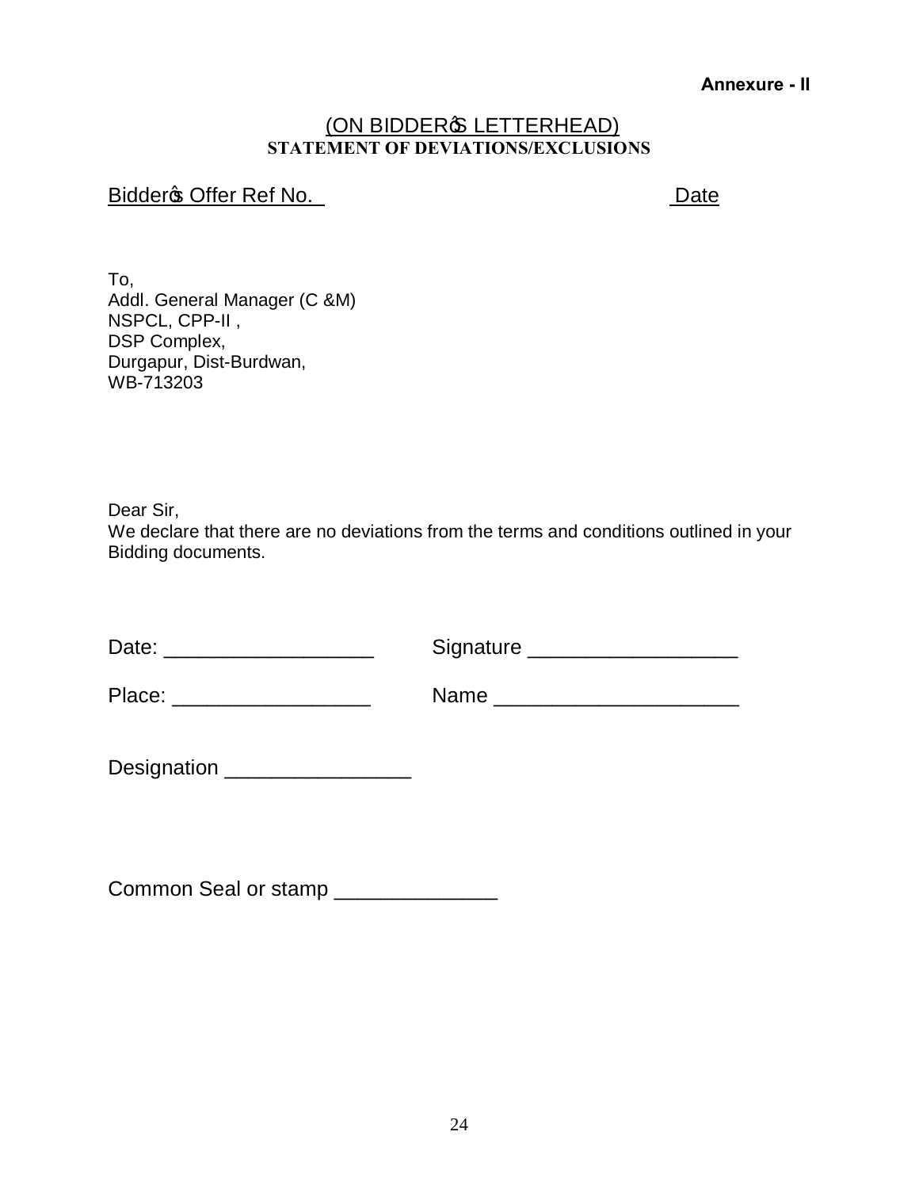**Annexure - II**

(ON BIDDER'S LETTERHEAD)

**STATEMENT OF DEVIATIONS/EXCLUSIONS**

Bidder's Offer Ref No. Date

To,
Addl. General Manager (C &M)
NSPCL, CPP-II ,
DSP Complex,
Durgapur, Dist-Burdwan,
WB-713203

Dear Sir,
We declare that there are no deviations from the terms and conditions outlined in your Bidding documents.

Date: __________________ Signature __________________

Place: _________________ Name _____________________

Designation ________________

Common Seal or stamp ______________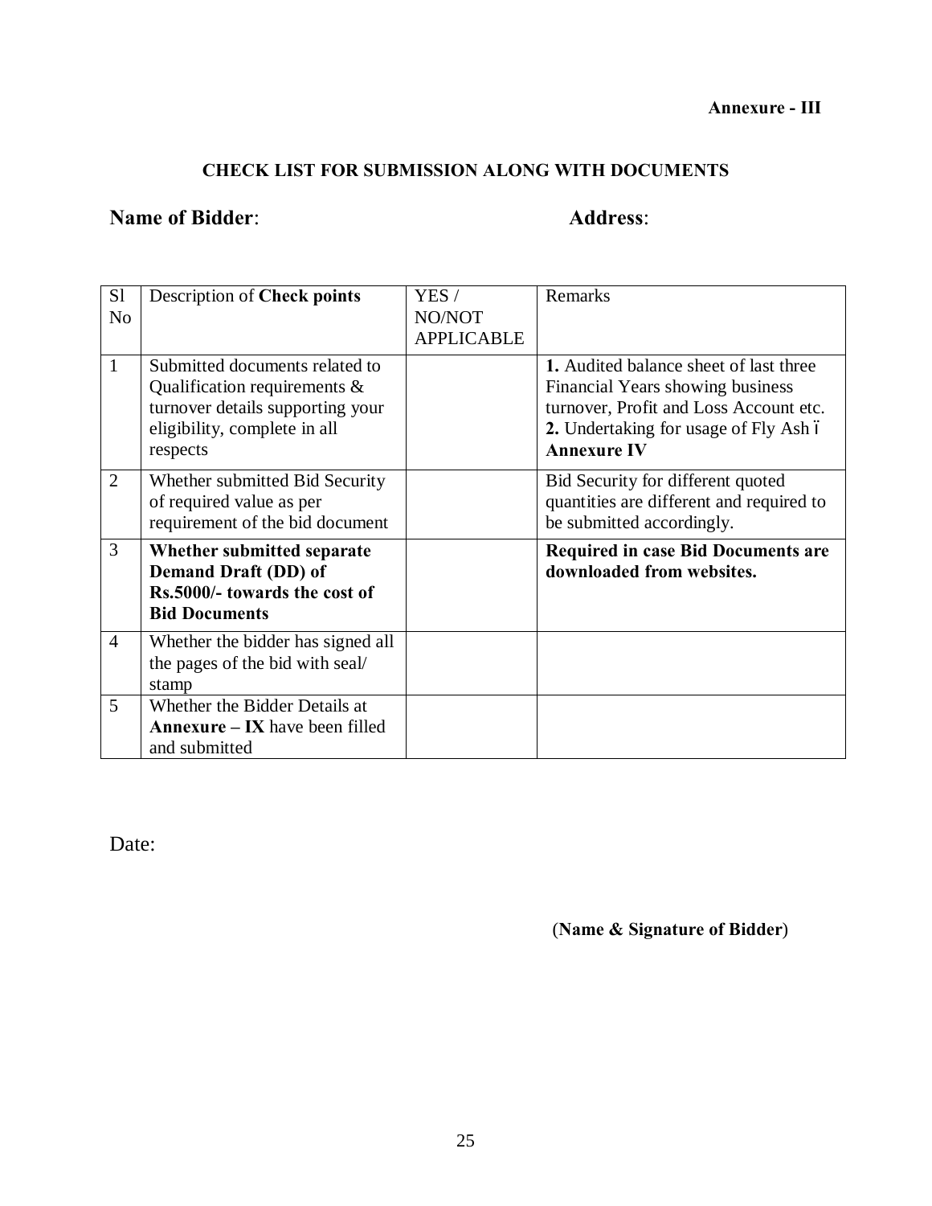**Annexure - III**

**CHECK LIST FOR SUBMISSION ALONG WITH DOCUMENTS**

**Name of Bidder**: **Address**:

| Sl No | Description of **Check points** | YES / NO/NOT APPLICABLE | Remarks |
|---|---|---|---|
| 1 | Submitted documents related to Qualification requirements & turnover details supporting your eligibility, complete in all respects | | **1.** Audited balance sheet of last three Financial Years showing business turnover, Profit and Loss Account etc. **2.** Undertaking for usage of Fly Ash – **Annexure IV** |
| 2 | Whether submitted Bid Security of required value as per requirement of the bid document | | Bid Security for different quoted quantities are different and required to be submitted accordingly. |
| 3 | **Whether submitted separate Demand Draft (DD) of Rs.5000/- towards the cost of Bid Documents** | | **Required in case Bid Documents are downloaded from websites.** |
| 4 | Whether the bidder has signed all the pages of the bid with seal/ stamp | | |
| 5 | Whether the Bidder Details at **Annexure – IX** have been filled and submitted | | |

Date:

**(Name & Signature of Bidder)**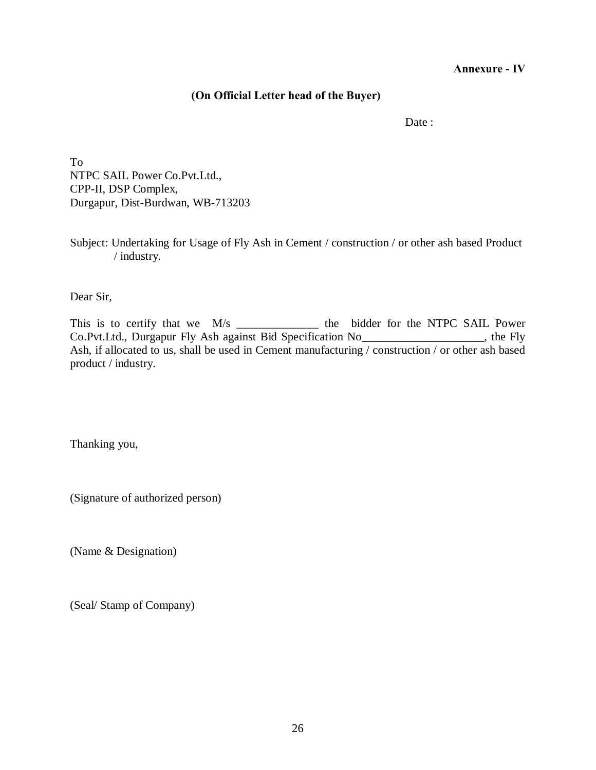**Annexure - IV**

**(On Official Letter head of the Buyer)**

Date :

To
NTPC SAIL Power Co.Pvt.Ltd.,
CPP-II, DSP Complex,
Durgapur, Dist-Burdwan, WB-713203

Subject: Undertaking for Usage of Fly Ash in Cement / construction / or other ash based Product / industry.

Dear Sir,

This is to certify that we M/s ______________ the bidder for the NTPC SAIL Power Co.Pvt.Ltd., Durgapur Fly Ash against Bid Specification No_____________________, the Fly Ash, if allocated to us, shall be used in Cement manufacturing / construction / or other ash based product / industry.

Thanking you,

(Signature of authorized person)

(Name & Designation)

(Seal/ Stamp of Company)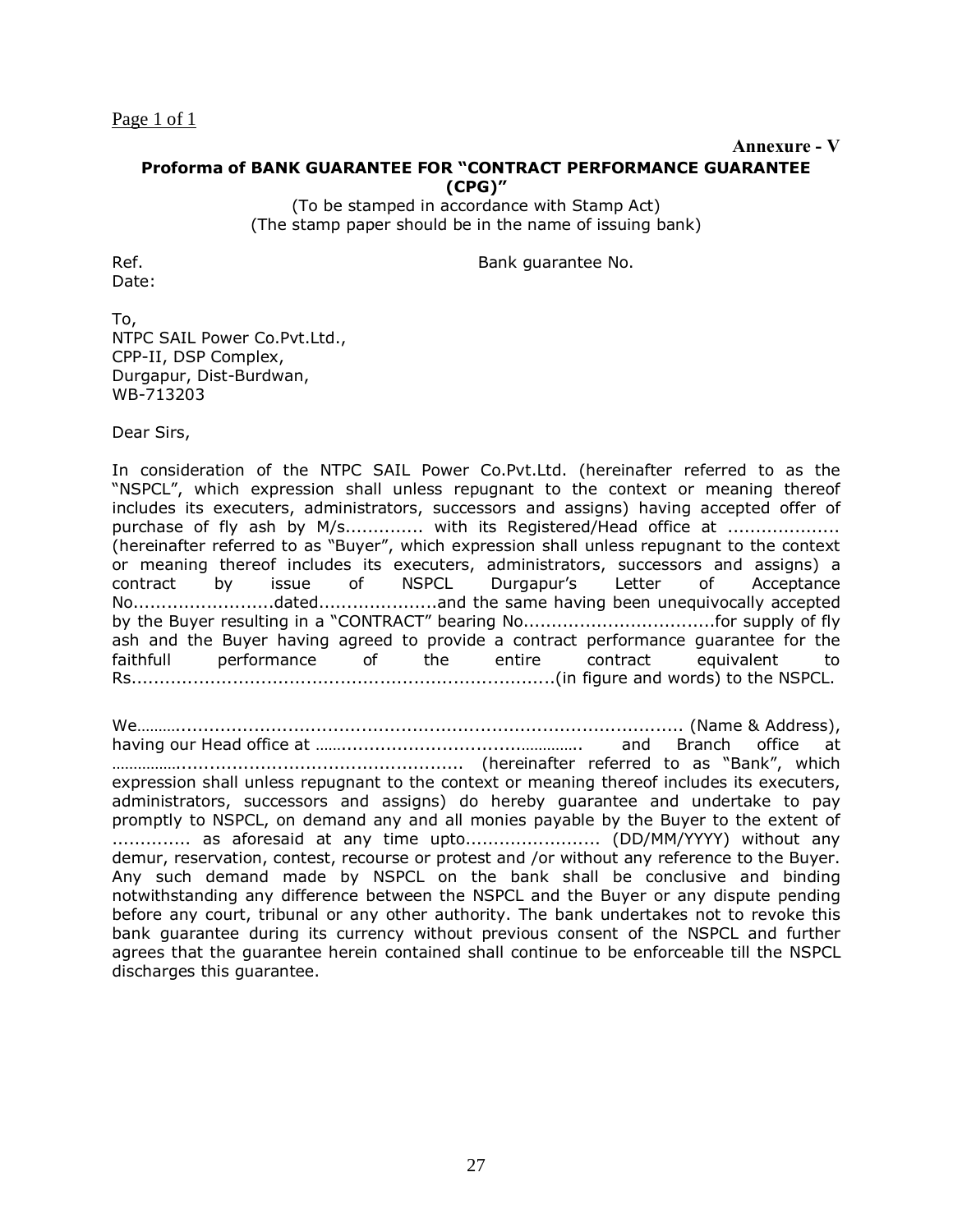**Annexure - V**

**Proforma of BANK GUARANTEE FOR "CONTRACT PERFORMANCE GUARANTEE (CPG)"**

(To be stamped in accordance with Stamp Act)
(The stamp paper should be in the name of issuing bank)

Ref. Bank guarantee No.
Date:

To,
NTPC SAIL Power Co.Pvt.Ltd.,
CPP-II, DSP Complex,
Durgapur, Dist-Burdwan,
WB-713203

Dear Sirs,

In consideration of the NTPC SAIL Power Co.Pvt.Ltd. (hereinafter referred to as the "NSPCL", which expression shall unless repugnant to the context or meaning thereof includes its executers, administrators, successors and assigns) having accepted offer of purchase of fly ash by M/s............. with its Registered/Head office at ................... (hereinafter referred to as "Buyer", which expression shall unless repugnant to the context or meaning thereof includes its executers, administrators, successors and assigns) a contract by issue of NSPCL Durgapur's Letter of Acceptance No........................dated....................and the same having been unequivocally accepted by the Buyer resulting in a "CONTRACT" bearing No.................................for supply of fly ash and the Buyer having agreed to provide a contract performance guarantee for the faithfull performance of the entire contract equivalent to Rs.........................................................................(in figure and words) to the NSPCL.

We……….......................................................................................... (Name & Address), having our Head office at ……...........................................…………. and Branch office at ……………................................................ (hereinafter referred to as "Bank", which expression shall unless repugnant to the context or meaning thereof includes its executers, administrators, successors and assigns) do hereby guarantee and undertake to pay promptly to NSPCL, on demand any and all monies payable by the Buyer to the extent of ............. as aforesaid at any time upto....................... (DD/MM/YYYY) without any demur, reservation, contest, recourse or protest and /or without any reference to the Buyer. Any such demand made by NSPCL on the bank shall be conclusive and binding notwithstanding any difference between the NSPCL and the Buyer or any dispute pending before any court, tribunal or any other authority. The bank undertakes not to revoke this bank guarantee during its currency without previous consent of the NSPCL and further agrees that the guarantee herein contained shall continue to be enforceable till the NSPCL discharges this guarantee.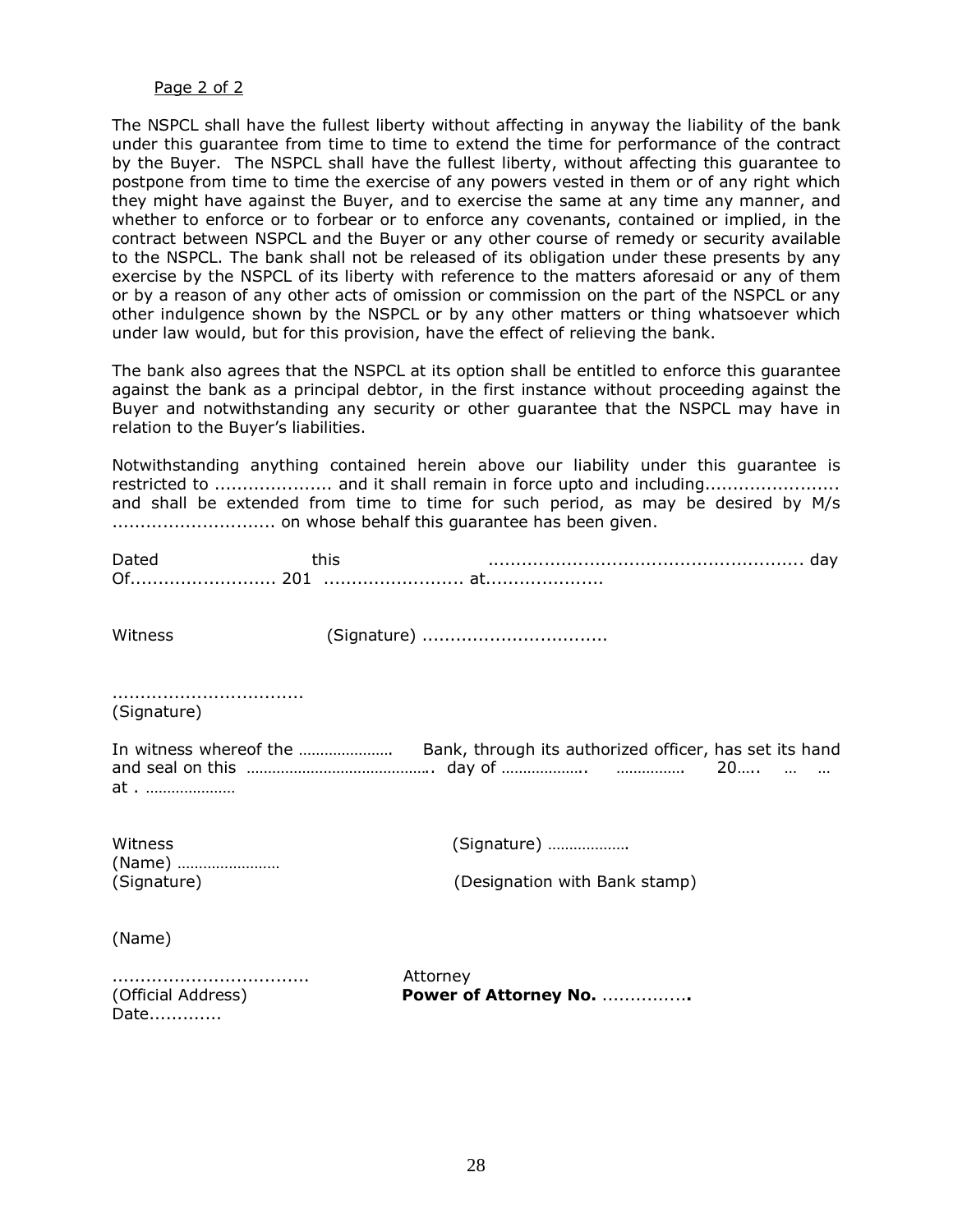The NSPCL shall have the fullest liberty without affecting in anyway the liability of the bank under this guarantee from time to time to extend the time for performance of the contract by the Buyer. The NSPCL shall have the fullest liberty, without affecting this guarantee to postpone from time to time the exercise of any powers vested in them or of any right which they might have against the Buyer, and to exercise the same at any time any manner, and whether to enforce or to forbear or to enforce any covenants, contained or implied, in the contract between NSPCL and the Buyer or any other course of remedy or security available to the NSPCL. The bank shall not be released of its obligation under these presents by any exercise by the NSPCL of its liberty with reference to the matters aforesaid or any of them or by a reason of any other acts of omission or commission on the part of the NSPCL or any other indulgence shown by the NSPCL or by any other matters or thing whatsoever which under law would, but for this provision, have the effect of relieving the bank.

The bank also agrees that the NSPCL at its option shall be entitled to enforce this guarantee against the bank as a principal debtor, in the first instance without proceeding against the Buyer and notwithstanding any security or other guarantee that the NSPCL may have in relation to the Buyer's liabilities.

Notwithstanding anything contained herein above our liability under this guarantee is restricted to .................... and it shall remain in force upto and including....................... and shall be extended from time to time for such period, as may be desired by M/s ............................ on whose behalf this guarantee has been given.

Dated this ....................................................... day Of.......................... 201 ........................ at.....................

Witness (Signature) ................................

.................................
(Signature)

In witness whereof the ………………… Bank, through its authorized officer, has set its hand and seal on this ……………………………………. day of ……………….. ……………. 20….. … … at . …………………

Witness (Signature) ……………….
(Name) ……………………
(Signature) (Designation with Bank stamp)

(Name)

.................................. Attorney
(Official Address) **Power of Attorney No. ................**
Date............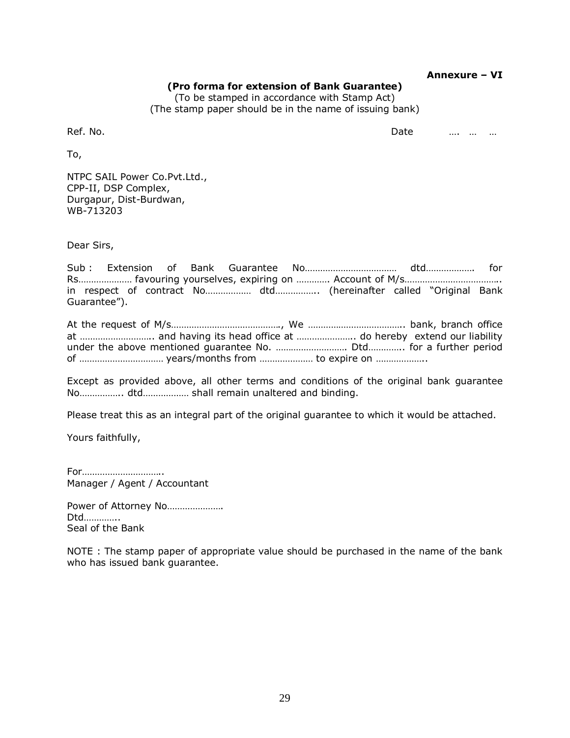**Annexure – VI**

**(Pro forma for extension of Bank Guarantee)**

(To be stamped in accordance with Stamp Act)
(The stamp paper should be in the name of issuing bank)

Ref. No. Date …. … …

To,

NTPC SAIL Power Co.Pvt.Ltd.,
CPP-II, DSP Complex,
Durgapur, Dist-Burdwan,
WB-713203

Dear Sirs,

Sub : Extension of Bank Guarantee No……………………………… dtd………………. for Rs………………… favouring yourselves, expiring on …………. Account of M/s………………………………. in respect of contract No……………… dtd…………….. (hereinafter called "Original Bank Guarantee").

At the request of M/s……………………………………, We ………………………………. bank, branch office at ………………………. and having its head office at …………………. do hereby extend our liability under the above mentioned guarantee No. ………………………. Dtd…………. for a further period of …………………………… years/months from ………………… to expire on ………………..

Except as provided above, all other terms and conditions of the original bank guarantee No……………. dtd……………… shall remain unaltered and binding.

Please treat this as an integral part of the original guarantee to which it would be attached.

Yours faithfully,

For………………………….
Manager / Agent / Accountant

Power of Attorney No………………….
Dtd…………..
Seal of the Bank

NOTE : The stamp paper of appropriate value should be purchased in the name of the bank who has issued bank guarantee.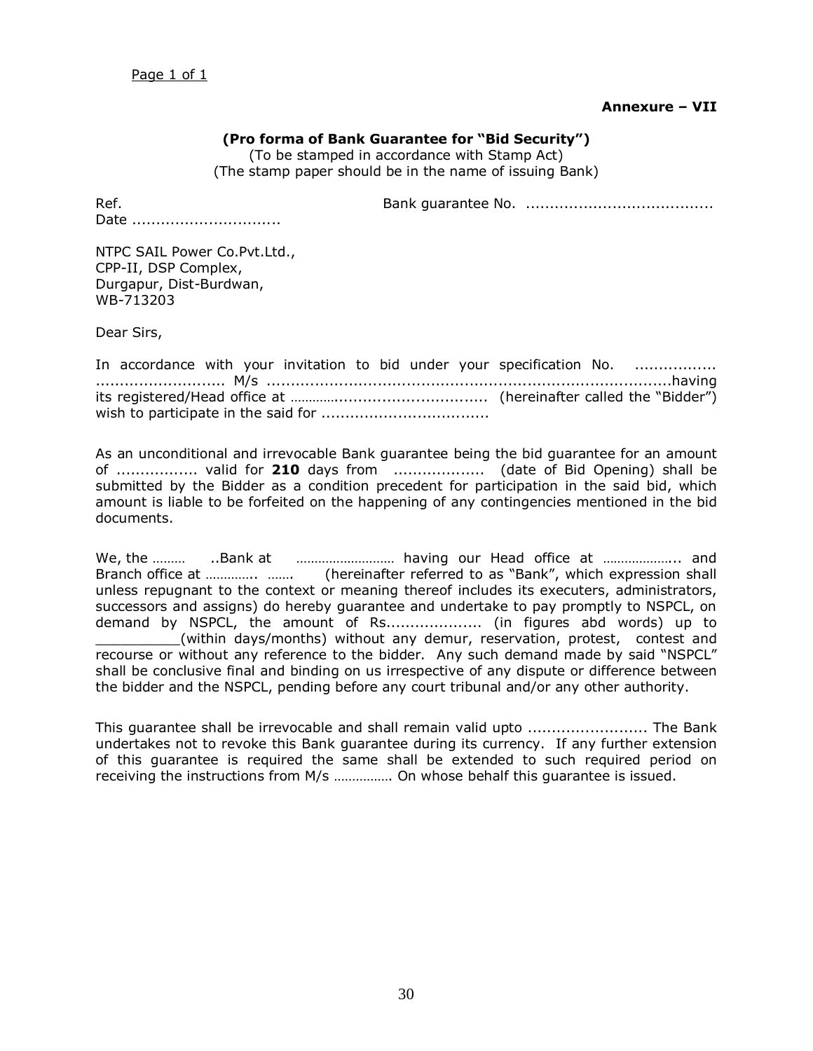**Annexure – VII**

**(Pro forma of Bank Guarantee for "Bid Security")**
(To be stamped in accordance with Stamp Act)
(The stamp paper should be in the name of issuing Bank)

Ref. Bank guarantee No. .......................................
Date ..............................

NTPC SAIL Power Co.Pvt.Ltd.,
CPP-II, DSP Complex,
Durgapur, Dist-Burdwan,
WB-713203

Dear Sirs,

In accordance with your invitation to bid under your specification No. ................ .......................... M/s .........................................................................................having its registered/Head office at ………….............................. (hereinafter called the "Bidder") wish to participate in the said for ..................................

As an unconditional and irrevocable Bank guarantee being the bid guarantee for an amount of ................ valid for **210** days from .................. (date of Bid Opening) shall be submitted by the Bidder as a condition precedent for participation in the said bid, which amount is liable to be forfeited on the happening of any contingencies mentioned in the bid documents.

We, the ……… ..Bank at ……………………… having our Head office at ……………….. and Branch office at ………….. ……. (hereinafter referred to as "Bank", which expression shall unless repugnant to the context or meaning thereof includes its executers, administrators, successors and assigns) do hereby guarantee and undertake to pay promptly to NSPCL, on demand by NSPCL, the amount of Rs.................... (in figures abd words) up to __________(within days/months) without any demur, reservation, protest, contest and recourse or without any reference to the bidder. Any such demand made by said "NSPCL" shall be conclusive final and binding on us irrespective of any dispute or difference between the bidder and the NSPCL, pending before any court tribunal and/or any other authority.

This guarantee shall be irrevocable and shall remain valid upto ......................... The Bank undertakes not to revoke this Bank guarantee during its currency. If any further extension of this guarantee is required the same shall be extended to such required period on receiving the instructions from M/s ……………. On whose behalf this guarantee is issued.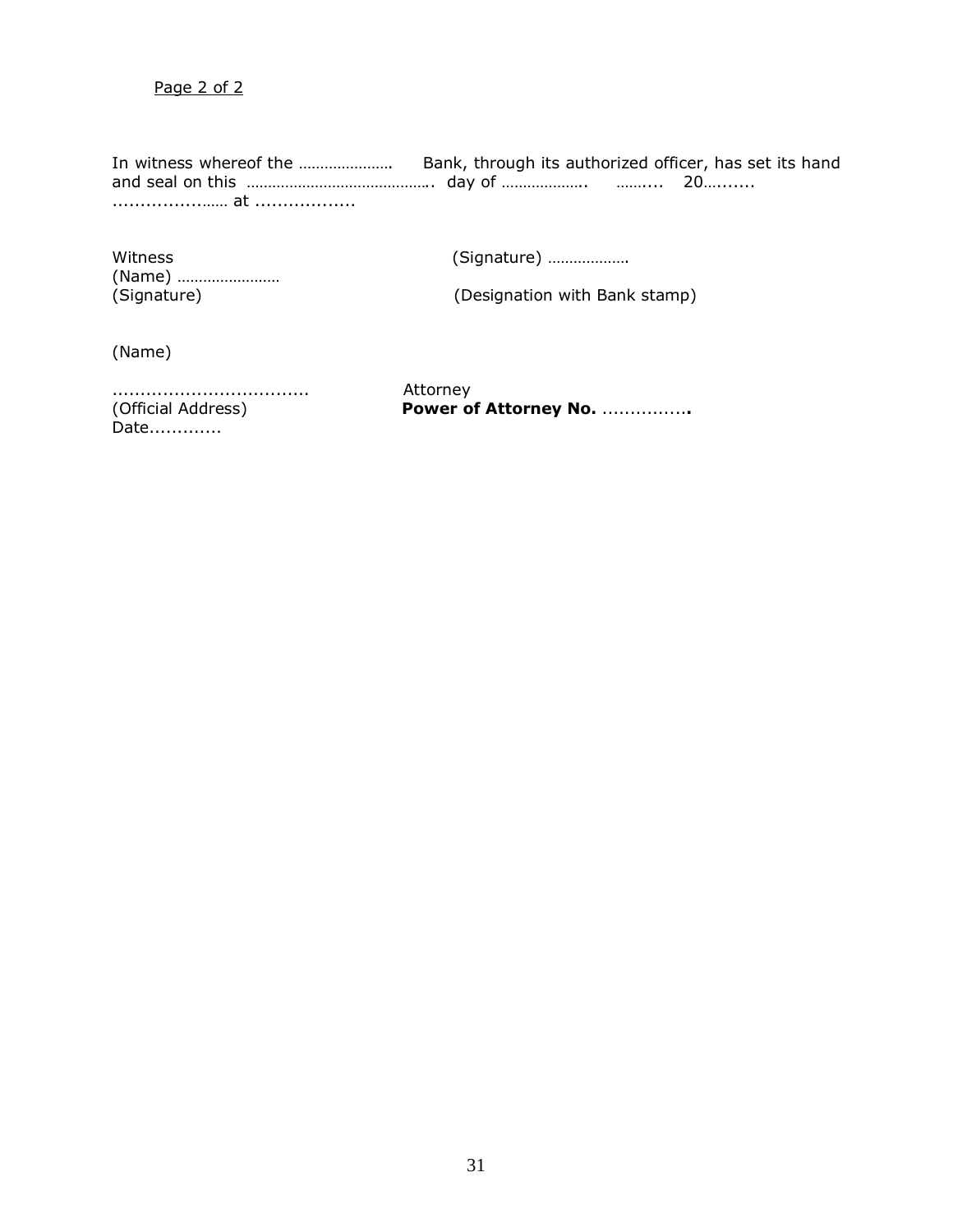Page 2 of 2

In witness whereof the ………………… Bank, through its authorized officer, has set its hand and seal on this ……………………………………. day of ………………. ……... 20…...... ..................…. at .................

Witness (Signature) ………………

(Name) ……………………

(Signature) (Designation with Bank stamp)

(Name)

..................................

(Official Address)

Date............

Attorney

**Power of Attorney No.** …………….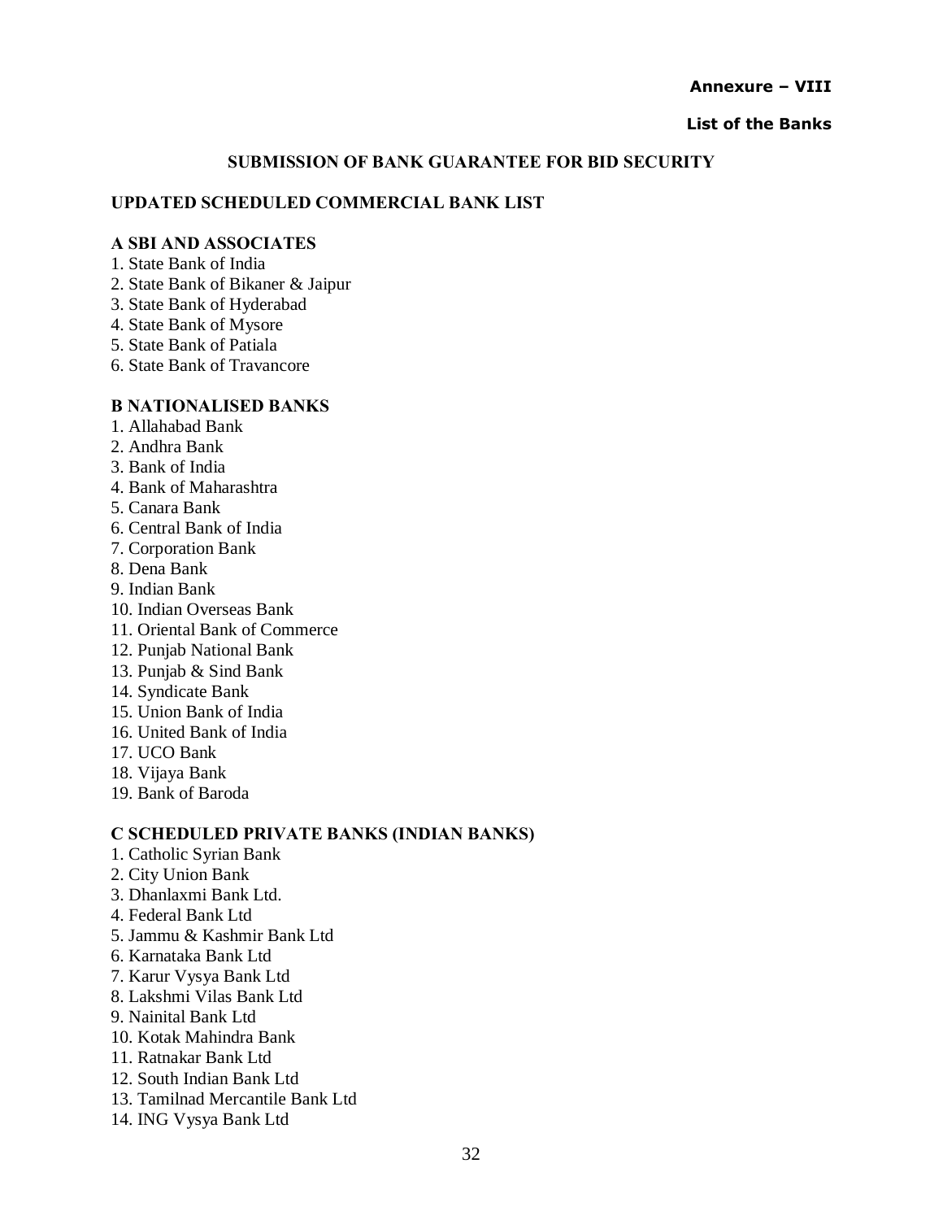**Annexure – VIII**

**List of the Banks**

## SUBMISSION OF BANK GUARANTEE FOR BID SECURITY

### UPDATED SCHEDULED COMMERCIAL BANK LIST

#### A SBI AND ASSOCIATES

1. State Bank of India
2. State Bank of Bikaner & Jaipur
3. State Bank of Hyderabad
4. State Bank of Mysore
5. State Bank of Patiala
6. State Bank of Travancore

#### B NATIONALISED BANKS

1. Allahabad Bank
2. Andhra Bank
3. Bank of India
4. Bank of Maharashtra
5. Canara Bank
6. Central Bank of India
7. Corporation Bank
8. Dena Bank
9. Indian Bank
10. Indian Overseas Bank
11. Oriental Bank of Commerce
12. Punjab National Bank
13. Punjab & Sind Bank
14. Syndicate Bank
15. Union Bank of India
16. United Bank of India
17. UCO Bank
18. Vijaya Bank
19. Bank of Baroda

#### C SCHEDULED PRIVATE BANKS (INDIAN BANKS)

1. Catholic Syrian Bank
2. City Union Bank
3. Dhanlaxmi Bank Ltd.
4. Federal Bank Ltd
5. Jammu & Kashmir Bank Ltd
6. Karnataka Bank Ltd
7. Karur Vysya Bank Ltd
8. Lakshmi Vilas Bank Ltd
9. Nainital Bank Ltd
10. Kotak Mahindra Bank
11. Ratnakar Bank Ltd
12. South Indian Bank Ltd
13. Tamilnad Mercantile Bank Ltd
14. ING Vysya Bank Ltd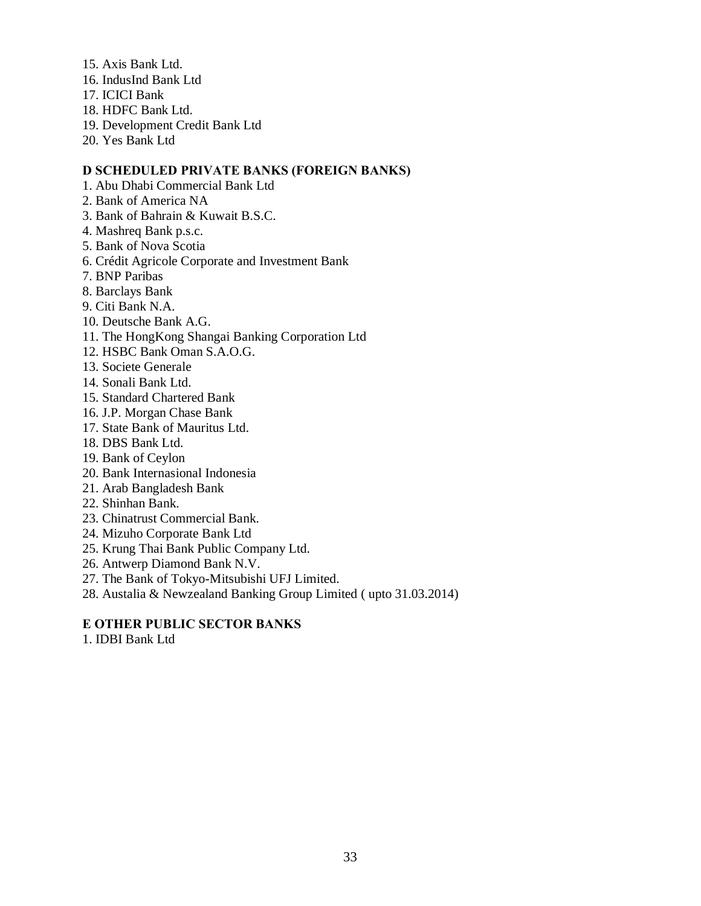15. Axis Bank Ltd.
16. IndusInd Bank Ltd
17. ICICI Bank
18. HDFC Bank Ltd.
19. Development Credit Bank Ltd
20. Yes Bank Ltd

**D SCHEDULED PRIVATE BANKS (FOREIGN BANKS)**

1. Abu Dhabi Commercial Bank Ltd
2. Bank of America NA
3. Bank of Bahrain & Kuwait B.S.C.
4. Mashreq Bank p.s.c.
5. Bank of Nova Scotia
6. Crédit Agricole Corporate and Investment Bank
7. BNP Paribas
8. Barclays Bank
9. Citi Bank N.A.
10. Deutsche Bank A.G.
11. The HongKong Shangai Banking Corporation Ltd
12. HSBC Bank Oman S.A.O.G.
13. Societe Generale
14. Sonali Bank Ltd.
15. Standard Chartered Bank
16. J.P. Morgan Chase Bank
17. State Bank of Mauritus Ltd.
18. DBS Bank Ltd.
19. Bank of Ceylon
20. Bank Internasional Indonesia
21. Arab Bangladesh Bank
22. Shinhan Bank.
23. Chinatrust Commercial Bank.
24. Mizuho Corporate Bank Ltd
25. Krung Thai Bank Public Company Ltd.
26. Antwerp Diamond Bank N.V.
27. The Bank of Tokyo-Mitsubishi UFJ Limited.
28. Austalia & Newzealand Banking Group Limited ( upto 31.03.2014)

**E OTHER PUBLIC SECTOR BANKS**

1. IDBI Bank Ltd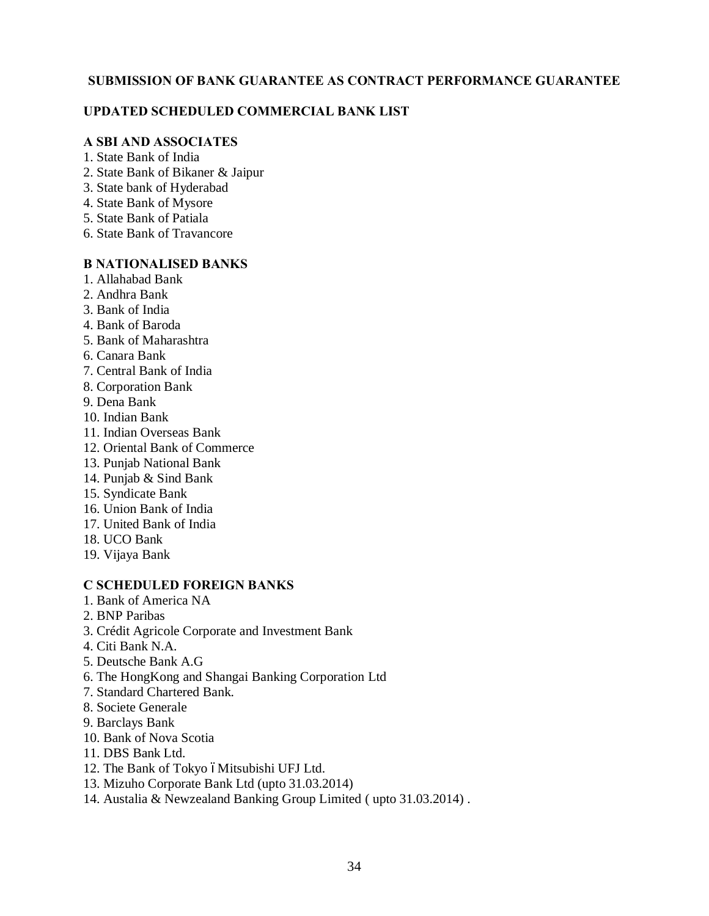## SUBMISSION OF BANK GUARANTEE AS CONTRACT PERFORMANCE GUARANTEE

### UPDATED SCHEDULED COMMERCIAL BANK LIST

**A SBI AND ASSOCIATES**

1. State Bank of India
2. State Bank of Bikaner & Jaipur
3. State bank of Hyderabad
4. State Bank of Mysore
5. State Bank of Patiala
6. State Bank of Travancore

**B NATIONALISED BANKS**

1. Allahabad Bank
2. Andhra Bank
3. Bank of India
4. Bank of Baroda
5. Bank of Maharashtra
6. Canara Bank
7. Central Bank of India
8. Corporation Bank
9. Dena Bank
10. Indian Bank
11. Indian Overseas Bank
12. Oriental Bank of Commerce
13. Punjab National Bank
14. Punjab & Sind Bank
15. Syndicate Bank
16. Union Bank of India
17. United Bank of India
18. UCO Bank
19. Vijaya Bank

**C SCHEDULED FOREIGN BANKS**

1. Bank of America NA
2. BNP Paribas
3. Crédit Agricole Corporate and Investment Bank
4. Citi Bank N.A.
5. Deutsche Bank A.G
6. The HongKong and Shangai Banking Corporation Ltd
7. Standard Chartered Bank.
8. Societe Generale
9. Barclays Bank
10. Bank of Nova Scotia
11. DBS Bank Ltd.
12. The Bank of Tokyo – Mitsubishi UFJ Ltd.
13. Mizuho Corporate Bank Ltd (upto 31.03.2014)
14. Austalia & Newzealand Banking Group Limited ( upto 31.03.2014) .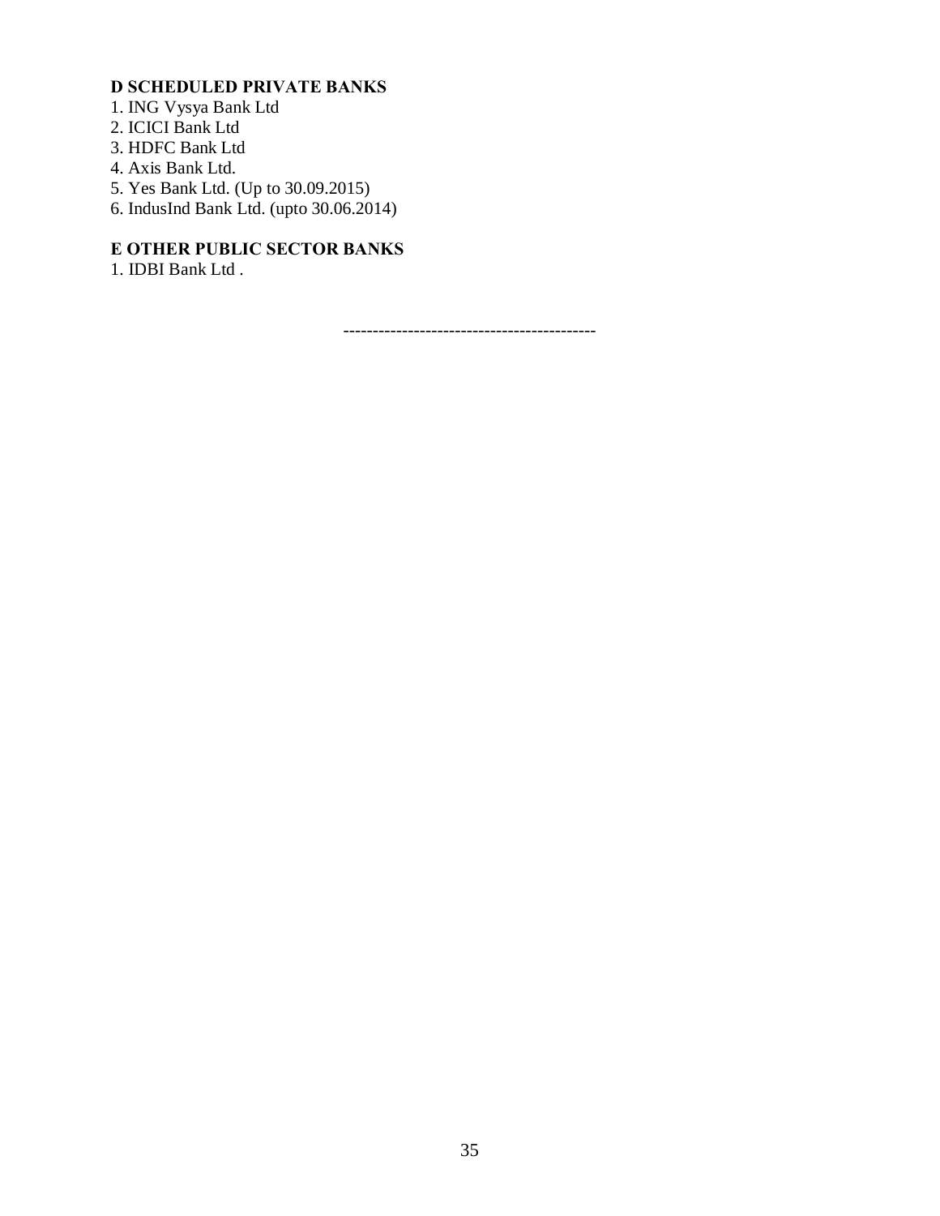**D SCHEDULED PRIVATE BANKS**

1. ING Vysya Bank Ltd
2. ICICI Bank Ltd
3. HDFC Bank Ltd
4. Axis Bank Ltd.
5. Yes Bank Ltd. (Up to 30.09.2015)
6. IndusInd Bank Ltd. (upto 30.06.2014)

**E OTHER PUBLIC SECTOR BANKS**

1. IDBI Bank Ltd .

------------------------------------------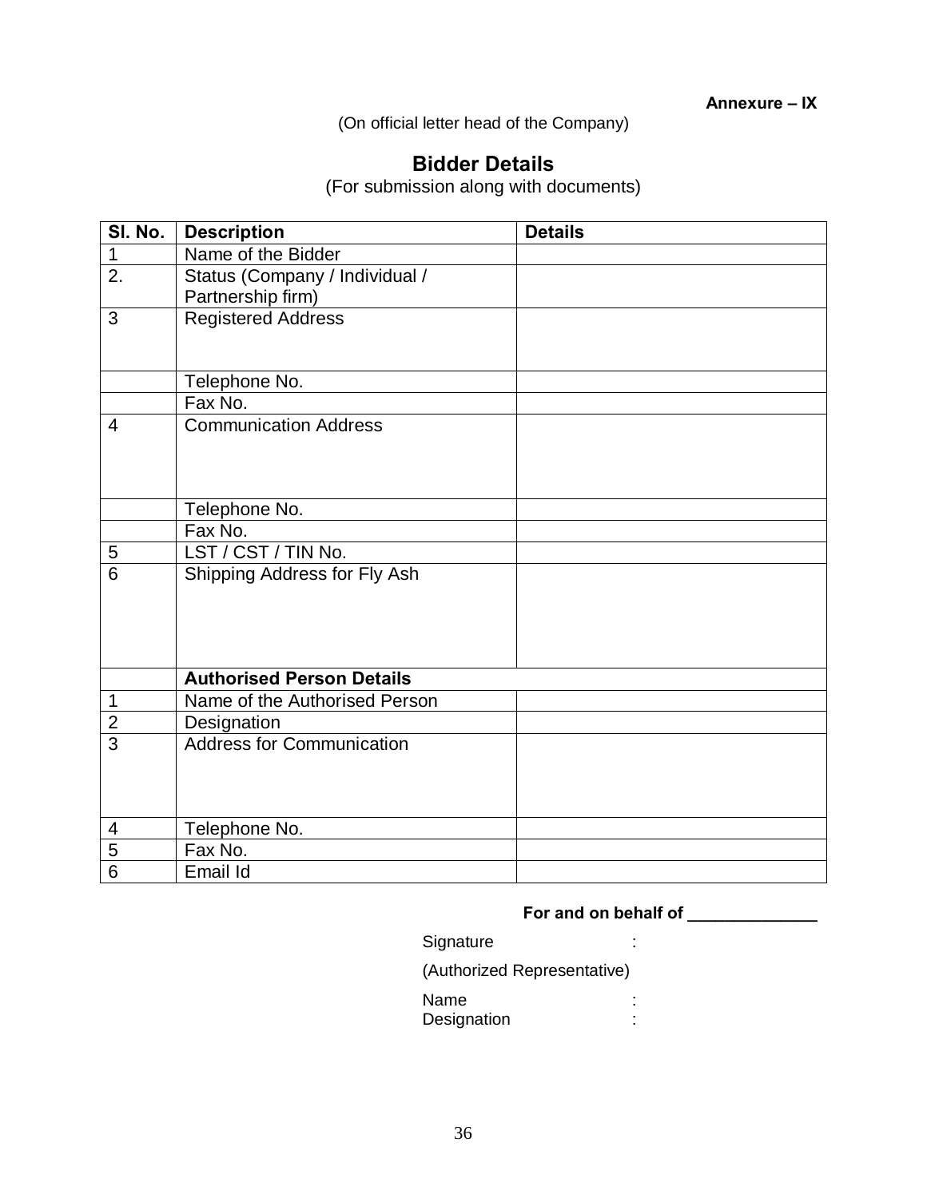**Annexure – IX**

(On official letter head of the Company)

## Bidder Details

(For submission along with documents)

| Sl. No. | Description | Details |
|---|---|---|
| 1 | Name of the Bidder | |
| 2. | Status (Company / Individual / Partnership firm) | |
| 3 | Registered Address | |
| | Telephone No. | |
| | Fax No. | |
| 4 | Communication Address | |
| | Telephone No. | |
| | Fax No. | |
| 5 | LST / CST / TIN No. | |
| 6 | Shipping Address for Fly Ash | |
| | **Authorised Person Details** | |
| 1 | Name of the Authorised Person | |
| 2 | Designation | |
| 3 | Address for Communication | |
| 4 | Telephone No. | |
| 5 | Fax No. | |
| 6 | Email Id | |

**For and on behalf of ______________**

Signature :

(Authorized Representative)

Name :

Designation :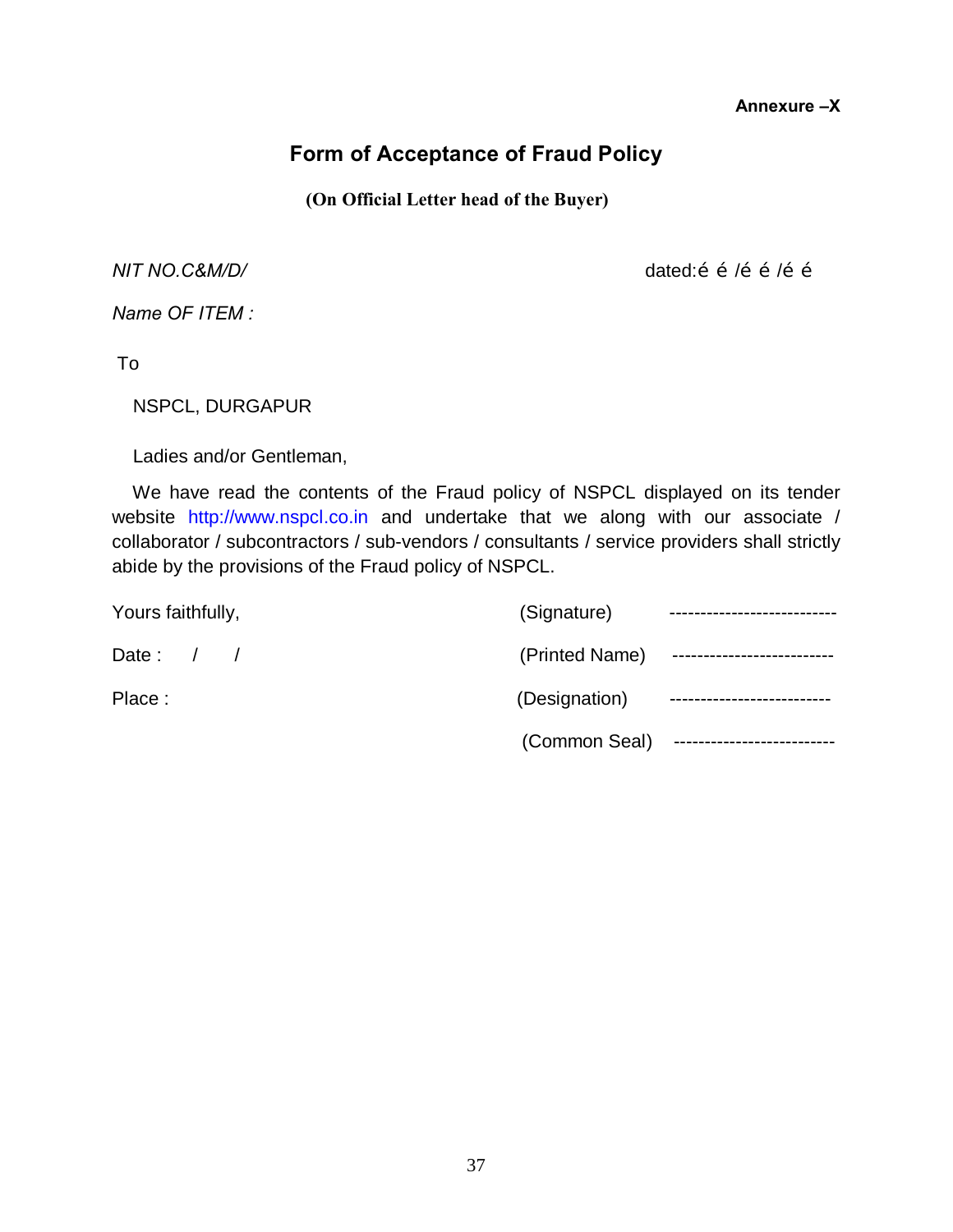**Annexure –X**

## Form of Acceptance of Fraud Policy

**(On Official Letter head of the Buyer)**

*NIT NO.C&M/D/* dated:é é /é é /é é

*Name OF ITEM :*

To

NSPCL, DURGAPUR

Ladies and/or Gentleman,

We have read the contents of the Fraud policy of NSPCL displayed on its tender website http://www.nspcl.co.in and undertake that we along with our associate / collaborator / subcontractors / sub-vendors / consultants / service providers shall strictly abide by the provisions of the Fraud policy of NSPCL.

Yours faithfully, (Signature) ---------------------------

Date : / / (Printed Name) --------------------------

Place : (Designation) --------------------------

(Common Seal) --------------------------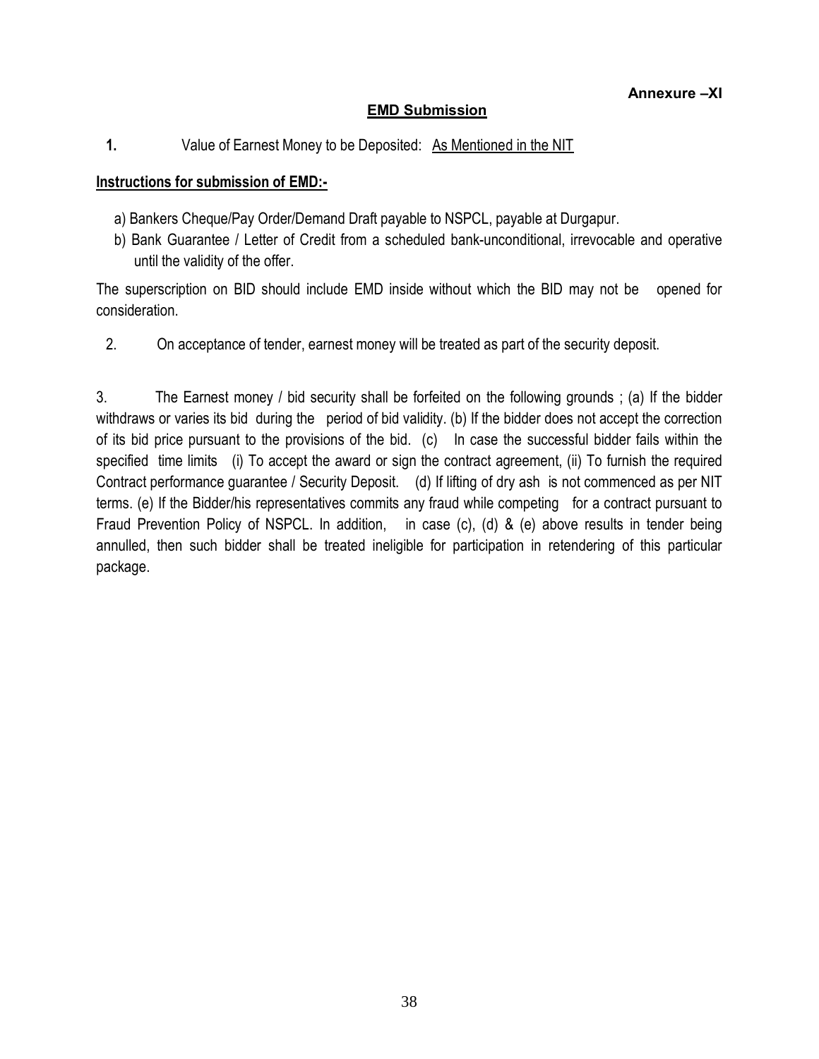**Annexure –XI**

**EMD Submission**

**1.** Value of Earnest Money to be Deposited: As Mentioned in the NIT

**Instructions for submission of EMD:-**

a) Bankers Cheque/Pay Order/Demand Draft payable to NSPCL, payable at Durgapur.

b) Bank Guarantee / Letter of Credit from a scheduled bank-unconditional, irrevocable and operative until the validity of the offer.

The superscription on BID should include EMD inside without which the BID may not be opened for consideration.

2. On acceptance of tender, earnest money will be treated as part of the security deposit.

3. The Earnest money / bid security shall be forfeited on the following grounds ; (a) If the bidder withdraws or varies its bid during the period of bid validity. (b) If the bidder does not accept the correction of its bid price pursuant to the provisions of the bid. (c) In case the successful bidder fails within the specified time limits (i) To accept the award or sign the contract agreement, (ii) To furnish the required Contract performance guarantee / Security Deposit. (d) If lifting of dry ash is not commenced as per NIT terms. (e) If the Bidder/his representatives commits any fraud while competing for a contract pursuant to Fraud Prevention Policy of NSPCL. In addition, in case (c), (d) & (e) above results in tender being annulled, then such bidder shall be treated ineligible for participation in retendering of this particular package.